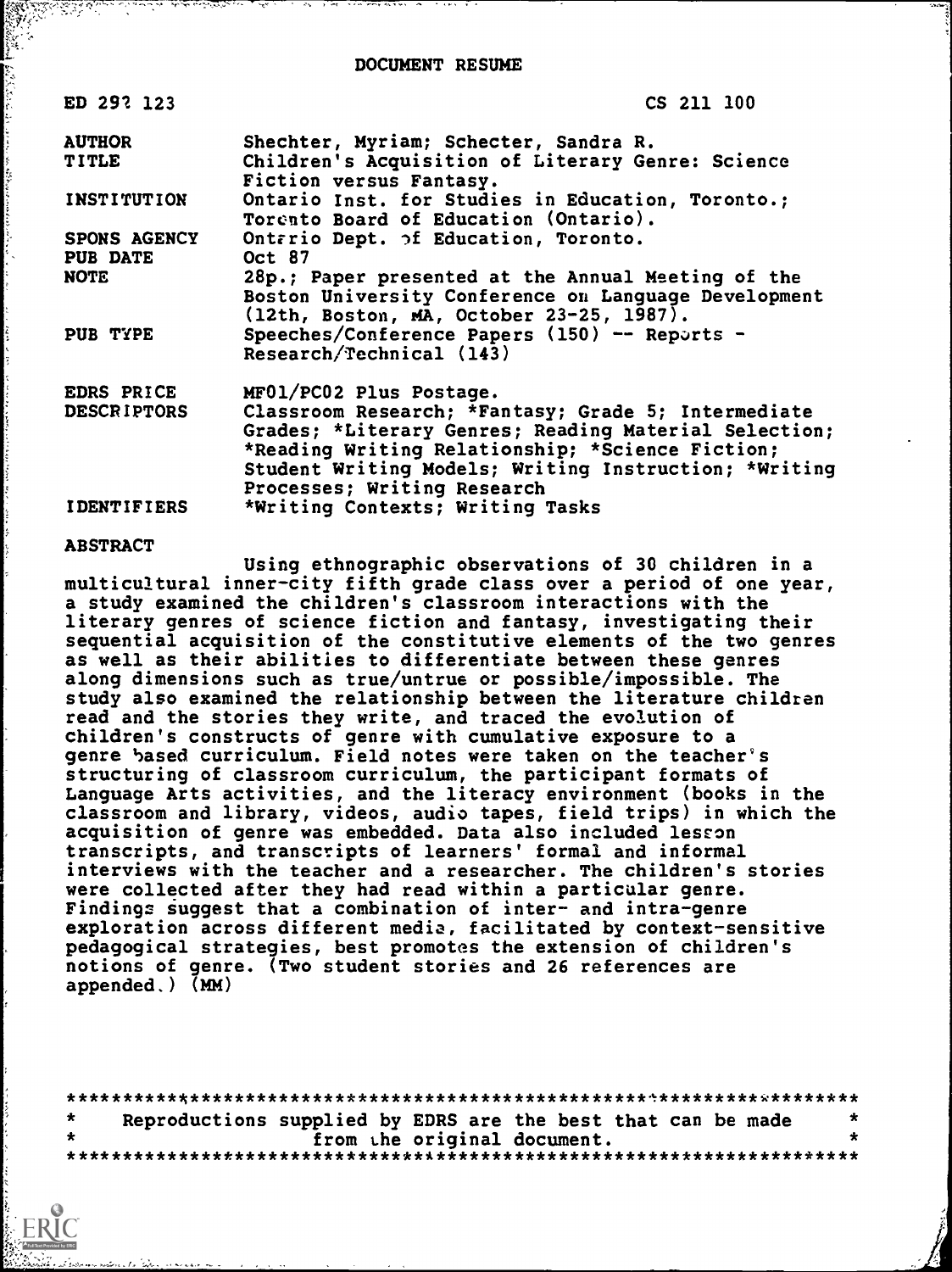# DOCUMENT RESUME

| | |
|---|---|
| ED 292 123 | CS 211 100 |
| AUTHOR | Shechter, Myriam; Schecter, Sandra R. |
| TITLE | Children's Acquisition of Literary Genre: Science Fiction versus Fantasy. |
| INSTITUTION | Ontario Inst. for Studies in Education, Toronto.; Toronto Board of Education (Ontario). |
| SPONS AGENCY | Ontario Dept. of Education, Toronto. |
| PUB DATE | Oct 87 |
| NOTE | 28p.; Paper presented at the Annual Meeting of the Boston University Conference on Language Development (12th, Boston, MA, October 23-25, 1987). |
| PUB TYPE | Speeches/Conference Papers (150) -- Reports - Research/Technical (143) |
| EDRS PRICE | MF01/PC02 Plus Postage. |
| DESCRIPTORS | Classroom Research; *Fantasy; Grade 5; Intermediate Grades; *Literary Genres; Reading Material Selection; *Reading Writing Relationship; *Science Fiction; Student Writing Models; Writing Instruction; *Writing Processes; Writing Research |
| IDENTIFIERS | *Writing Contexts; Writing Tasks |

## ABSTRACT

Using ethnographic observations of 30 children in a multicultural inner-city fifth grade class over a period of one year, a study examined the children's classroom interactions with the literary genres of science fiction and fantasy, investigating their sequential acquisition of the constitutive elements of the two genres as well as their abilities to differentiate between these genres along dimensions such as true/untrue or possible/impossible. The study also examined the relationship between the literature children read and the stories they write, and traced the evolution of children's constructs of genre with cumulative exposure to a genre based curriculum. Field notes were taken on the teacher's structuring of classroom curriculum, the participant formats of Language Arts activities, and the literacy environment (books in the classroom and library, videos, audio tapes, field trips) in which the acquisition of genre was embedded. Data also included lesson transcripts, and transcripts of learners' formal and informal interviews with the teacher and a researcher. The children's stories were collected after they had read within a particular genre. Findings suggest that a combination of inter- and intra-genre exploration across different media, facilitated by context-sensitive pedagogical strategies, best promotes the extension of children's notions of genre. (Two student stories and 26 references are appended.) (MM)

***********************************************************************
\* Reproductions supplied by EDRS are the best that can be made \*
\* from the original document. \*
***********************************************************************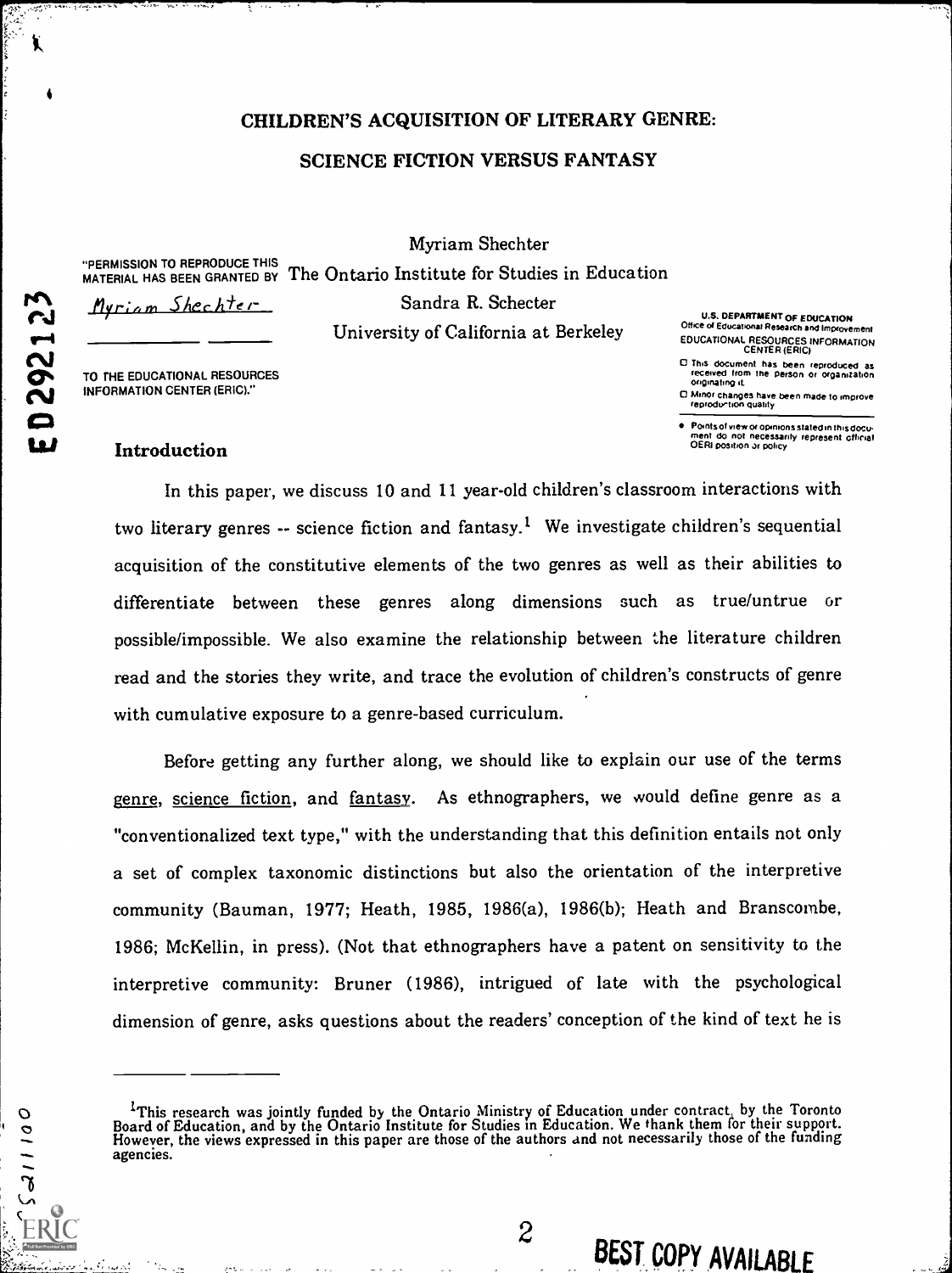# CHILDREN'S ACQUISITION OF LITERARY GENRE:

# SCIENCE FICTION VERSUS FANTASY

Myriam Shechter
The Ontario Institute for Studies in Education
Sandra R. Schecter
University of California at Berkeley

## Introduction

In this paper, we discuss 10 and 11 year-old children's classroom interactions with two literary genres -- science fiction and fantasy.[1] We investigate children's sequential acquisition of the constitutive elements of the two genres as well as their abilities to differentiate between these genres along dimensions such as true/untrue or possible/impossible. We also examine the relationship between the literature children read and the stories they write, and trace the evolution of children's constructs of genre with cumulative exposure to a genre-based curriculum.

Before getting any further along, we should like to explain our use of the terms genre, science fiction, and fantasy. As ethnographers, we would define genre as a "conventionalized text type," with the understanding that this definition entails not only a set of complex taxonomic distinctions but also the orientation of the interpretive community (Bauman, 1977; Heath, 1985, 1986(a), 1986(b); Heath and Branscombe, 1986; McKellin, in press). (Not that ethnographers have a patent on sensitivity to the interpretive community: Bruner (1986), intrigued of late with the psychological dimension of genre, asks questions about the readers' conception of the kind of text he is

---

[1] This research was jointly funded by the Ontario Ministry of Education under contract, by the Toronto Board of Education, and by the Ontario Institute for Studies in Education. We thank them for their support. However, the views expressed in this paper are those of the authors and not necessarily those of the funding agencies.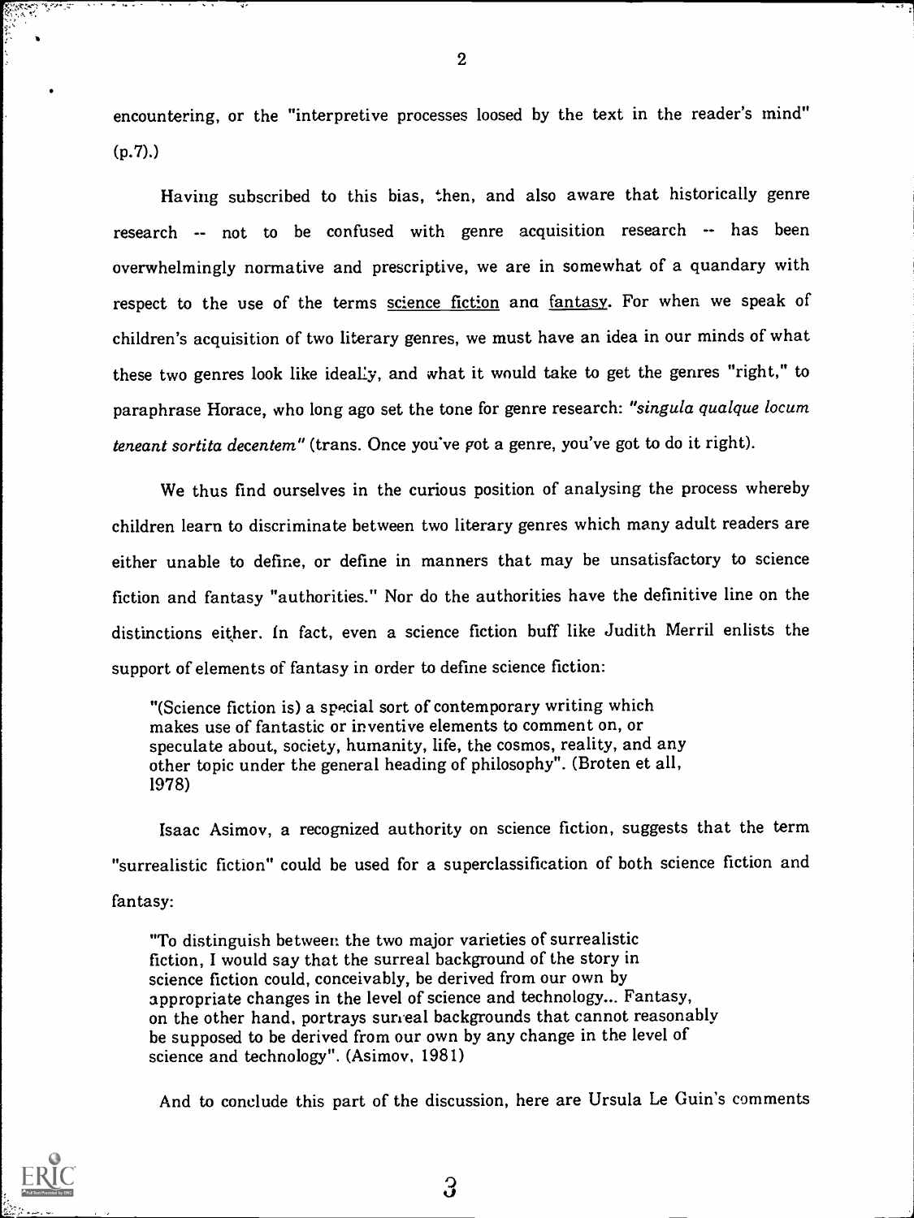encountering, or the "interpretive processes loosed by the text in the reader's mind" (p.7).)

Having subscribed to this bias, then, and also aware that historically genre research -- not to be confused with genre acquisition research -- has been overwhelmingly normative and prescriptive, we are in somewhat of a quandary with respect to the use of the terms science fiction and fantasy. For when we speak of children's acquisition of two literary genres, we must have an idea in our minds of what these two genres look like ideally, and what it would take to get the genres "right," to paraphrase Horace, who long ago set the tone for genre research: *"singula qualque locum teneant sortita decentem"* (trans. Once you've got a genre, you've got to do it right).

We thus find ourselves in the curious position of analysing the process whereby children learn to discriminate between two literary genres which many adult readers are either unable to define, or define in manners that may be unsatisfactory to science fiction and fantasy "authorities." Nor do the authorities have the definitive line on the distinctions either. In fact, even a science fiction buff like Judith Merril enlists the support of elements of fantasy in order to define science fiction:

> "(Science fiction is) a special sort of contemporary writing which makes use of fantastic or inventive elements to comment on, or speculate about, society, humanity, life, the cosmos, reality, and any other topic under the general heading of philosophy". (Broten et all, 1978)

Isaac Asimov, a recognized authority on science fiction, suggests that the term "surrealistic fiction" could be used for a superclassification of both science fiction and fantasy:

> "To distinguish between the two major varieties of surrealistic fiction, I would say that the surreal background of the story in science fiction could, conceivably, be derived from our own by appropriate changes in the level of science and technology... Fantasy, on the other hand, portrays surreal backgrounds that cannot reasonably be supposed to be derived from our own by any change in the level of science and technology". (Asimov, 1981)

And to conclude this part of the discussion, here are Ursula Le Guin's comments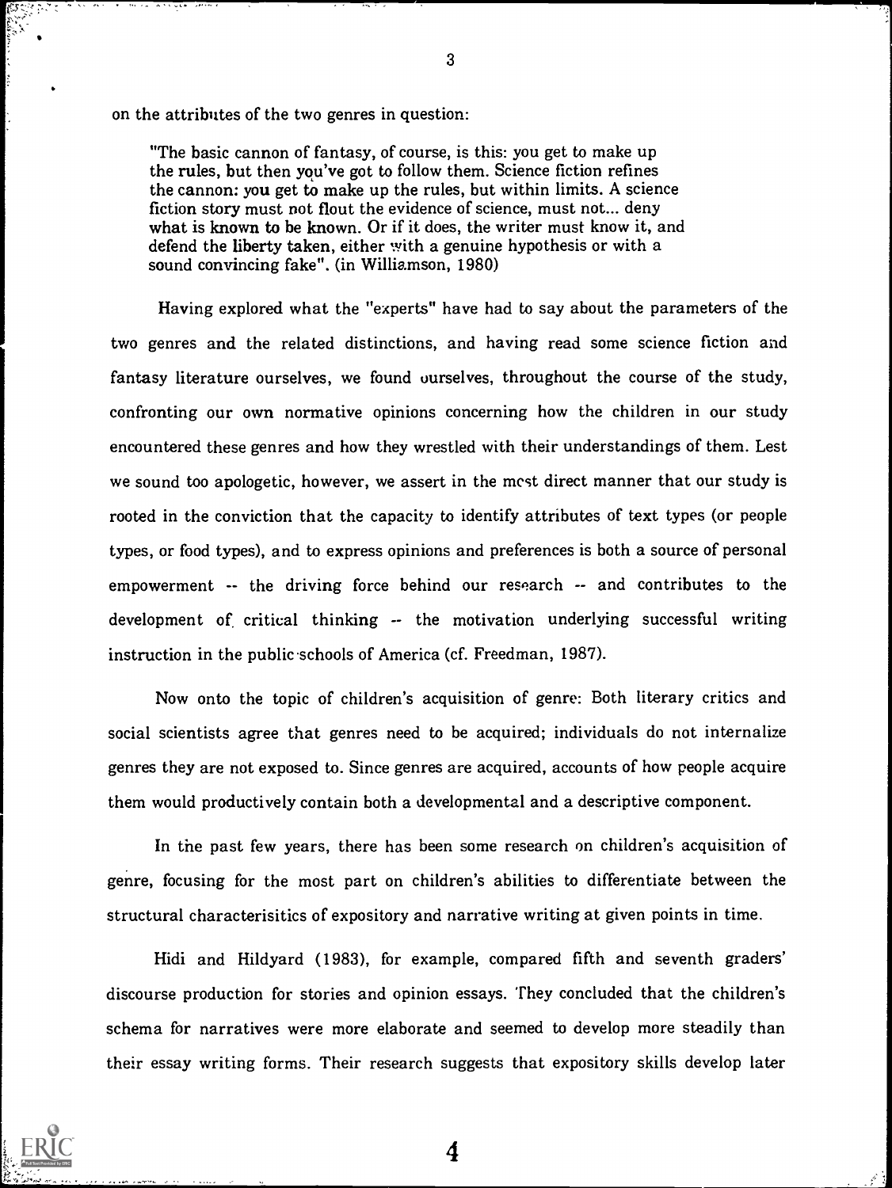on the attributes of the two genres in question:

> "The basic cannon of fantasy, of course, is this: you get to make up the rules, but then you've got to follow them. Science fiction refines the cannon: you get to make up the rules, but within limits. A science fiction story must not flout the evidence of science, must not... deny what is known to be known. Or if it does, the writer must know it, and defend the liberty taken, either with a genuine hypothesis or with a sound convincing fake". (in Williamson, 1980)

Having explored what the "experts" have had to say about the parameters of the two genres and the related distinctions, and having read some science fiction and fantasy literature ourselves, we found ourselves, throughout the course of the study, confronting our own normative opinions concerning how the children in our study encountered these genres and how they wrestled with their understandings of them. Lest we sound too apologetic, however, we assert in the most direct manner that our study is rooted in the conviction that the capacity to identify attributes of text types (or people types, or food types), and to express opinions and preferences is both a source of personal empowerment -- the driving force behind our research -- and contributes to the development of critical thinking -- the motivation underlying successful writing instruction in the public schools of America (cf. Freedman, 1987).

Now onto the topic of children's acquisition of genre: Both literary critics and social scientists agree that genres need to be acquired; individuals do not internalize genres they are not exposed to. Since genres are acquired, accounts of how people acquire them would productively contain both a developmental and a descriptive component.

In the past few years, there has been some research on children's acquisition of genre, focusing for the most part on children's abilities to differentiate between the structural characterisitics of expository and narrative writing at given points in time.

Hidi and Hildyard (1983), for example, compared fifth and seventh graders' discourse production for stories and opinion essays. They concluded that the children's schema for narratives were more elaborate and seemed to develop more steadily than their essay writing forms. Their research suggests that expository skills develop later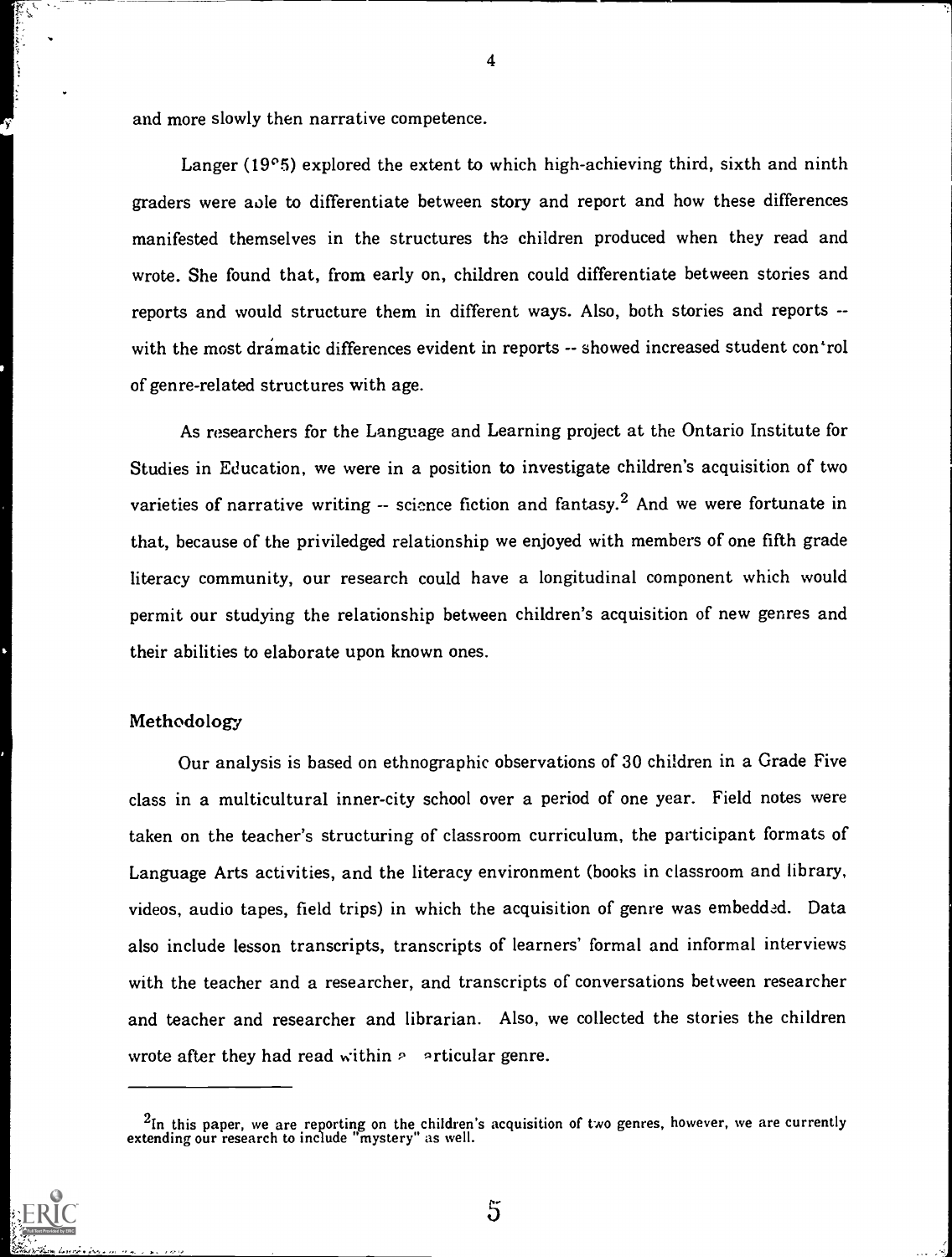and more slowly then narrative competence.

Langer (19°5) explored the extent to which high-achieving third, sixth and ninth graders were able to differentiate between story and report and how these differences manifested themselves in the structures the children produced when they read and wrote. She found that, from early on, children could differentiate between stories and reports and would structure them in different ways. Also, both stories and reports -- with the most dramatic differences evident in reports -- showed increased student control of genre-related structures with age.

As researchers for the Language and Learning project at the Ontario Institute for Studies in Education, we were in a position to investigate children's acquisition of two varieties of narrative writing -- science fiction and fantasy.[2] And we were fortunate in that, because of the priviledged relationship we enjoyed with members of one fifth grade literacy community, our research could have a longitudinal component which would permit our studying the relationship between children's acquisition of new genres and their abilities to elaborate upon known ones.

## Methodology

Our analysis is based on ethnographic observations of 30 children in a Grade Five class in a multicultural inner-city school over a period of one year. Field notes were taken on the teacher's structuring of classroom curriculum, the participant formats of Language Arts activities, and the literacy environment (books in classroom and library, videos, audio tapes, field trips) in which the acquisition of genre was embedded. Data also include lesson transcripts, transcripts of learners' formal and informal interviews with the teacher and a researcher, and transcripts of conversations between researcher and teacher and researcher and librarian. Also, we collected the stories the children wrote after they had read within a particular genre.

---

[2]In this paper, we are reporting on the children's acquisition of two genres, however, we are currently extending our research to include "mystery" as well.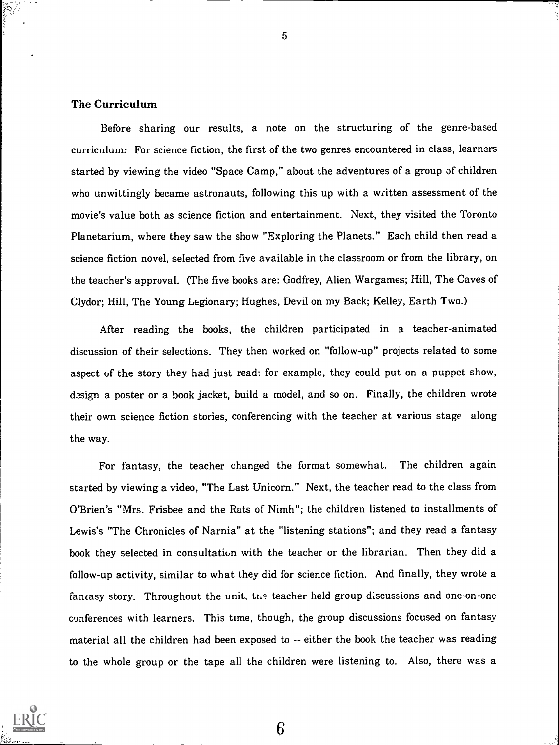### The Curriculum

Before sharing our results, a note on the structuring of the genre-based curriculum: For science fiction, the first of the two genres encountered in class, learners started by viewing the video "Space Camp," about the adventures of a group of children who unwittingly became astronauts, following this up with a written assessment of the movie's value both as science fiction and entertainment. Next, they visited the Toronto Planetarium, where they saw the show "Exploring the Planets." Each child then read a science fiction novel, selected from five available in the classroom or from the library, on the teacher's approval. (The five books are: Godfrey, Alien Wargames; Hill, The Caves of Clydor; Hill, The Young Legionary; Hughes, Devil on my Back; Kelley, Earth Two.)

After reading the books, the children participated in a teacher-animated discussion of their selections. They then worked on "follow-up" projects related to some aspect of the story they had just read: for example, they could put on a puppet show, design a poster or a book jacket, build a model, and so on. Finally, the children wrote their own science fiction stories, conferencing with the teacher at various stage along the way.

For fantasy, the teacher changed the format somewhat. The children again started by viewing a video, "The Last Unicorn." Next, the teacher read to the class from O'Brien's "Mrs. Frisbee and the Rats of Nimh"; the children listened to installments of Lewis's "The Chronicles of Narnia" at the "listening stations"; and they read a fantasy book they selected in consultation with the teacher or the librarian. Then they did a follow-up activity, similar to what they did for science fiction. And finally, they wrote a fantasy story. Throughout the unit, the teacher held group discussions and one-on-one conferences with learners. This time, though, the group discussions focused on fantasy material all the children had been exposed to -- either the book the teacher was reading to the whole group or the tape all the children were listening to. Also, there was a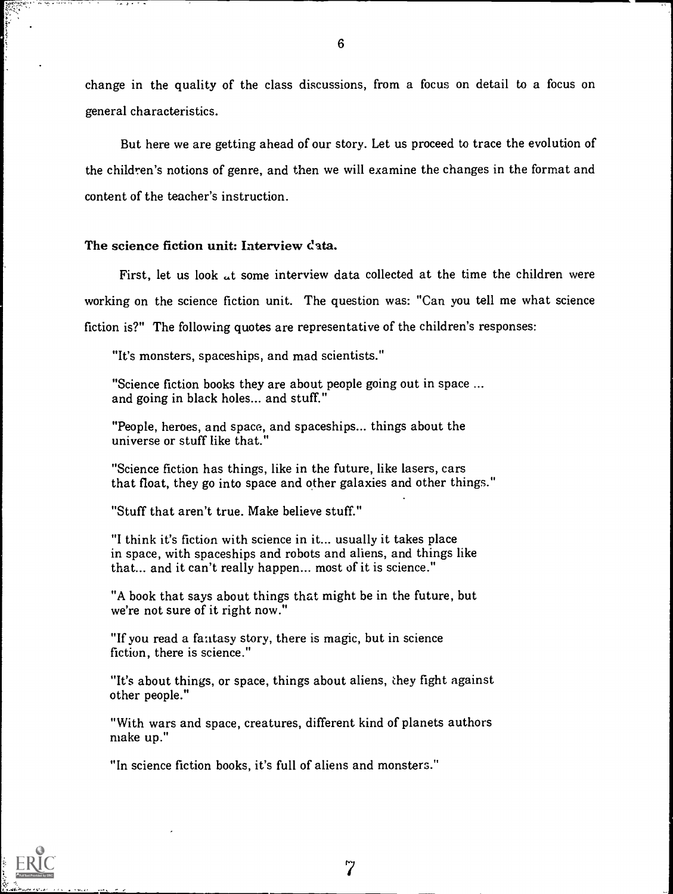change in the quality of the class discussions, from a focus on detail to a focus on general characteristics.

But here we are getting ahead of our story. Let us proceed to trace the evolution of the children's notions of genre, and then we will examine the changes in the format and content of the teacher's instruction.

### The science fiction unit: Interview data.

First, let us look at some interview data collected at the time the children were working on the science fiction unit. The question was: "Can you tell me what science fiction is?" The following quotes are representative of the children's responses:

> "It's monsters, spaceships, and mad scientists."
>
> "Science fiction books they are about people going out in space ... and going in black holes... and stuff."
>
> "People, heroes, and space, and spaceships... things about the universe or stuff like that."
>
> "Science fiction has things, like in the future, like lasers, cars that float, they go into space and other galaxies and other things."
>
> "Stuff that aren't true. Make believe stuff."
>
> "I think it's fiction with science in it... usually it takes place in space, with spaceships and robots and aliens, and things like that... and it can't really happen... most of it is science."
>
> "A book that says about things that might be in the future, but we're not sure of it right now."
>
> "If you read a fantasy story, there is magic, but in science fiction, there is science."
>
> "It's about things, or space, things about aliens, they fight against other people."
>
> "With wars and space, creatures, different kind of planets authors make up."
>
> "In science fiction books, it's full of aliens and monsters."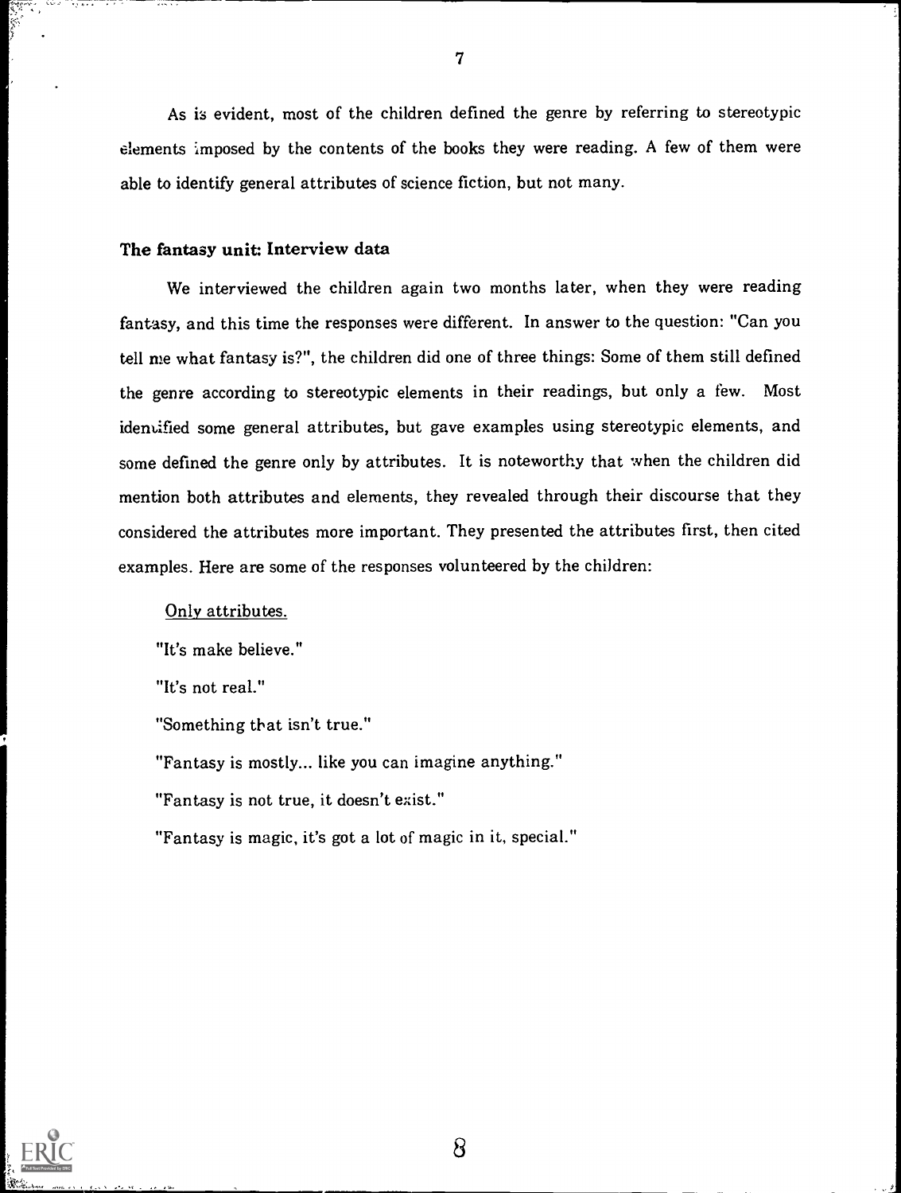As is evident, most of the children defined the genre by referring to stereotypic elements imposed by the contents of the books they were reading. A few of them were able to identify general attributes of science fiction, but not many.

### The fantasy unit: Interview data

We interviewed the children again two months later, when they were reading fantasy, and this time the responses were different. In answer to the question: "Can you tell me what fantasy is?", the children did one of three things: Some of them still defined the genre according to stereotypic elements in their readings, but only a few. Most identified some general attributes, but gave examples using stereotypic elements, and some defined the genre only by attributes. It is noteworthy that when the children did mention both attributes and elements, they revealed through their discourse that they considered the attributes more important. They presented the attributes first, then cited examples. Here are some of the responses volunteered by the children:

Only attributes.

"It's make believe."

"It's not real."

"Something that isn't true."

"Fantasy is mostly... like you can imagine anything."

"Fantasy is not true, it doesn't exist."

"Fantasy is magic, it's got a lot of magic in it, special."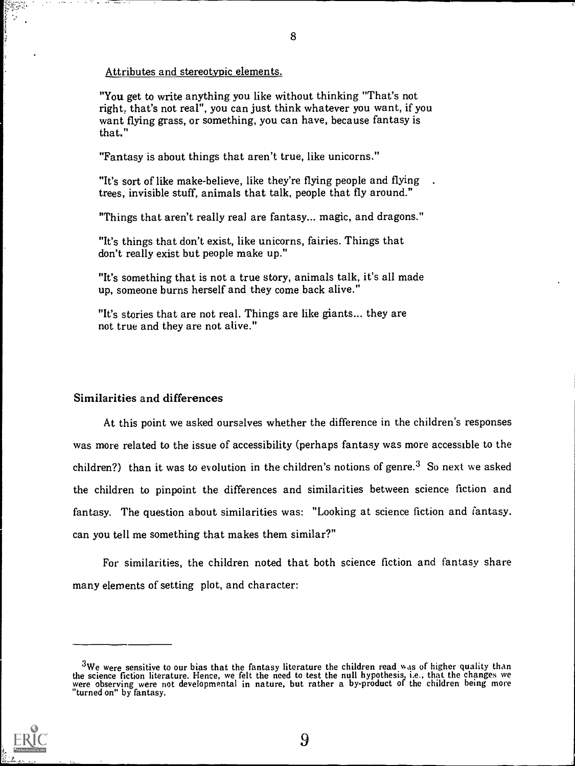Attributes and stereotypic elements.

"You get to write anything you like without thinking "That's not right, that's not real", you can just think whatever you want, if you want flying grass, or something, you can have, because fantasy is that."

"Fantasy is about things that aren't true, like unicorns."

"It's sort of like make-believe, like they're flying people and flying trees, invisible stuff, animals that talk, people that fly around."

"Things that aren't really real are fantasy... magic, and dragons."

"It's things that don't exist, like unicorns, fairies. Things that don't really exist but people make up."

"It's something that is not a true story, animals talk, it's all made up, someone burns herself and they come back alive."

"It's stories that are not real. Things are like giants... they are not true and they are not alive."

## Similarities and differences

At this point we asked ourselves whether the difference in the children's responses was more related to the issue of accessibility (perhaps fantasy was more accessible to the children?) than it was to evolution in the children's notions of genre.[3] So next we asked the children to pinpoint the differences and similarities between science fiction and fantasy. The question about similarities was: "Looking at science fiction and fantasy, can you tell me something that makes them similar?"

For similarities, the children noted that both science fiction and fantasy share many elements of setting plot, and character:

---

[3] We were sensitive to our bias that the fantasy literature the children read was of higher quality than the science fiction literature. Hence, we felt the need to test the null hypothesis, i.e., that the changes we were observing were not developmental in nature, but rather a by-product of the children being more "turned on" by fantasy.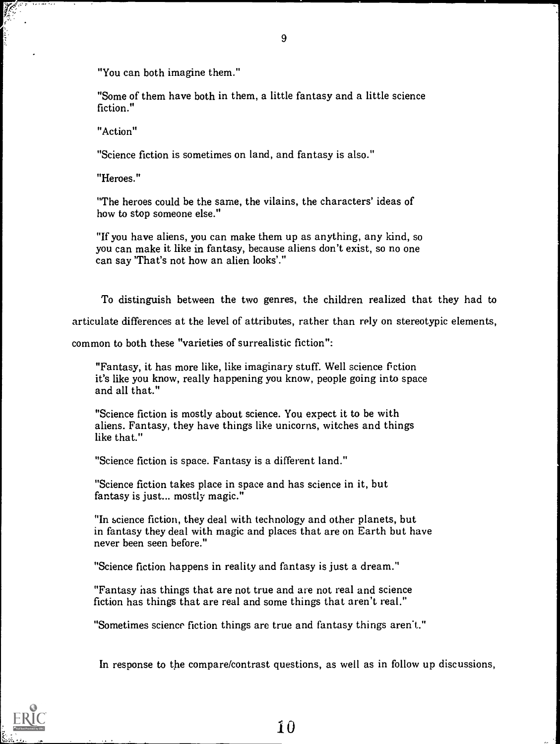"You can both imagine them."

"Some of them have both in them, a little fantasy and a little science fiction."

"Action"

"Science fiction is sometimes on land, and fantasy is also."

"Heroes."

"The heroes could be the same, the vilains, the characters' ideas of how to stop someone else."

"If you have aliens, you can make them up as anything, any kind, so you can make it like in fantasy, because aliens don't exist, so no one can say 'That's not how an alien looks'."

To distinguish between the two genres, the children realized that they had to articulate differences at the level of attributes, rather than rely on stereotypic elements, common to both these "varieties of surrealistic fiction":

"Fantasy, it has more like, like imaginary stuff. Well science fiction it's like you know, really happening you know, people going into space and all that."

"Science fiction is mostly about science. You expect it to be with aliens. Fantasy, they have things like unicorns, witches and things like that."

"Science fiction is space. Fantasy is a different land."

"Science fiction takes place in space and has science in it, but fantasy is just... mostly magic."

"In science fiction, they deal with technology and other planets, but in fantasy they deal with magic and places that are on Earth but have never been seen before."

"Science fiction happens in reality and fantasy is just a dream."

"Fantasy has things that are not true and are not real and science fiction has things that are real and some things that aren't real."

"Sometimes science fiction things are true and fantasy things aren't."

In response to the compare/contrast questions, as well as in follow up discussions,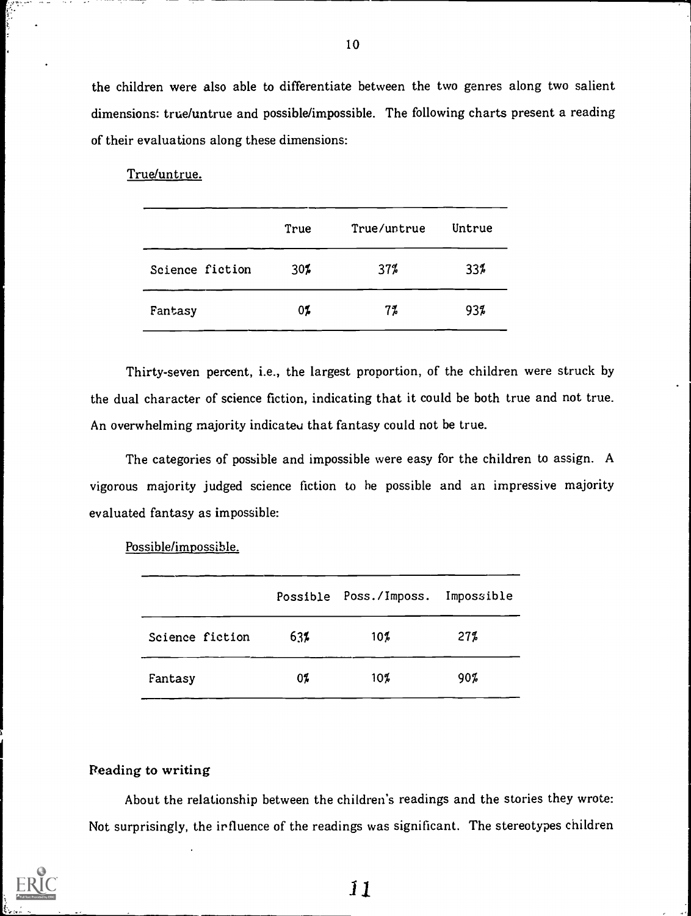the children were also able to differentiate between the two genres along two salient dimensions: true/untrue and possible/impossible. The following charts present a reading of their evaluations along these dimensions:

True/untrue.

| | True | True/untrue | Untrue |
|---|---|---|---|
| Science fiction | 30% | 37% | 33% |
| Fantasy | 0% | 7% | 93% |

Thirty-seven percent, i.e., the largest proportion, of the children were struck by the dual character of science fiction, indicating that it could be both true and not true. An overwhelming majority indicated that fantasy could not be true.

The categories of possible and impossible were easy for the children to assign. A vigorous majority judged science fiction to be possible and an impressive majority evaluated fantasy as impossible:

Possible/impossible.

| | Possible | Poss./Imposs. | Impossible |
|---|---|---|---|
| Science fiction | 63% | 10% | 27% |
| Fantasy | 0% | 10% | 90% |

## Reading to writing

About the relationship between the children's readings and the stories they wrote: Not surprisingly, the influence of the readings was significant. The stereotypes children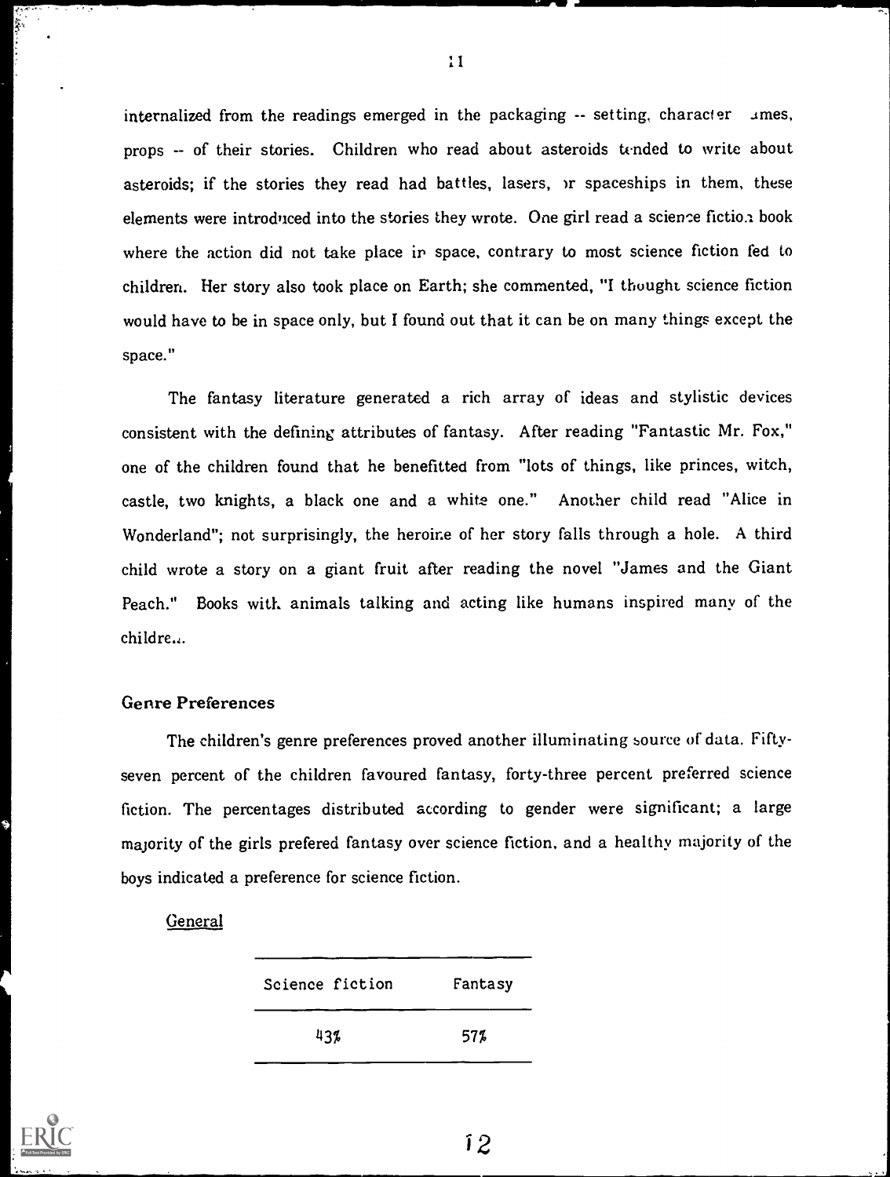internalized from the readings emerged in the packaging -- setting, character names, props -- of their stories. Children who read about asteroids tended to write about asteroids; if the stories they read had battles, lasers, or spaceships in them, these elements were introduced into the stories they wrote. One girl read a science fiction book where the action did not take place in space, contrary to most science fiction fed to children. Her story also took place on Earth; she commented, "I thought science fiction would have to be in space only, but I found out that it can be on many things except the space."

The fantasy literature generated a rich array of ideas and stylistic devices consistent with the defining attributes of fantasy. After reading "Fantastic Mr. Fox," one of the children found that he benefitted from "lots of things, like princes, witch, castle, two knights, a black one and a white one." Another child read "Alice in Wonderland"; not surprisingly, the heroine of her story falls through a hole. A third child wrote a story on a giant fruit after reading the novel "James and the Giant Peach." Books with animals talking and acting like humans inspired many of the children.

### Genre Preferences

The children's genre preferences proved another illuminating source of data. Fifty-seven percent of the children favoured fantasy, forty-three percent preferred science fiction. The percentages distributed according to gender were significant; a large majority of the girls prefered fantasy over science fiction, and a healthy majority of the boys indicated a preference for science fiction.

General

| Science fiction | Fantasy |
|---|---|
| 43% | 57% |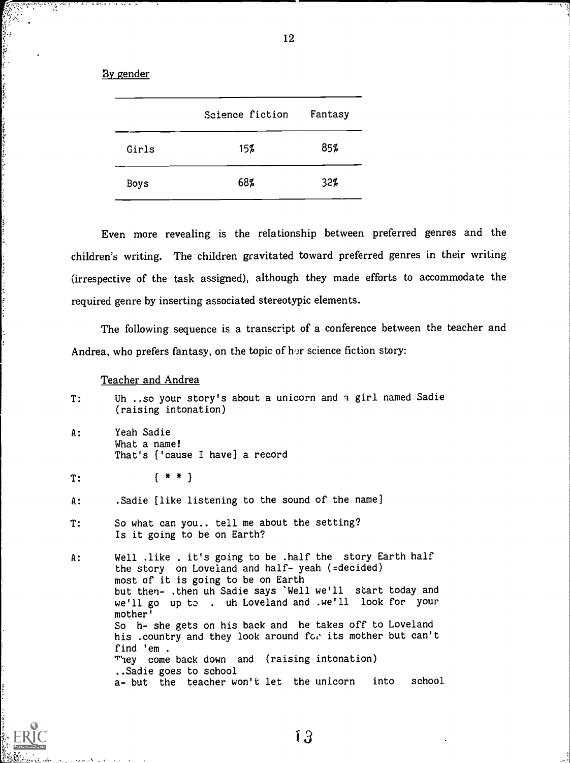By gender

| | Science fiction | Fantasy |
|---|---|---|
| Girls | 15% | 85% |
| Boys | 68% | 32% |

Even more revealing is the relationship between preferred genres and the children's writing. The children gravitated toward preferred genres in their writing (irrespective of the task assigned), although they made efforts to accommodate the required genre by inserting associated stereotypic elements.

The following sequence is a transcript of a conference between the teacher and Andrea, who prefers fantasy, on the topic of her science fiction story:

Teacher and Andrea

```
T:    Uh ..so your story's about a unicorn and a girl named Sadie
      (raising intonation)

A:    Yeah Sadie
      What a name!
      That's {'cause I have} a record

T:          { * * }

A:    .Sadie [like listening to the sound of the name]

T:    So what can you.. tell me about the setting?
      Is it going to be on Earth?

A:    Well .like . it's going to be .half the  story Earth half
      the story  on Loveland and half- yeah (=decided)
      most of it is going to be on Earth
      but then- .then uh Sadie says `Well we'll  start today and
      we'll go  up to  .  uh Loveland and .we'll  look for  your
      mother'
      So  h- she gets on his back and  he takes off to Loveland
      his .country and they look around for its mother but can't
      find 'em .
      They  come back down  and  (raising intonation)
      ..Sadie goes to school
      a- but  the  teacher won't let  the unicorn   into   school
```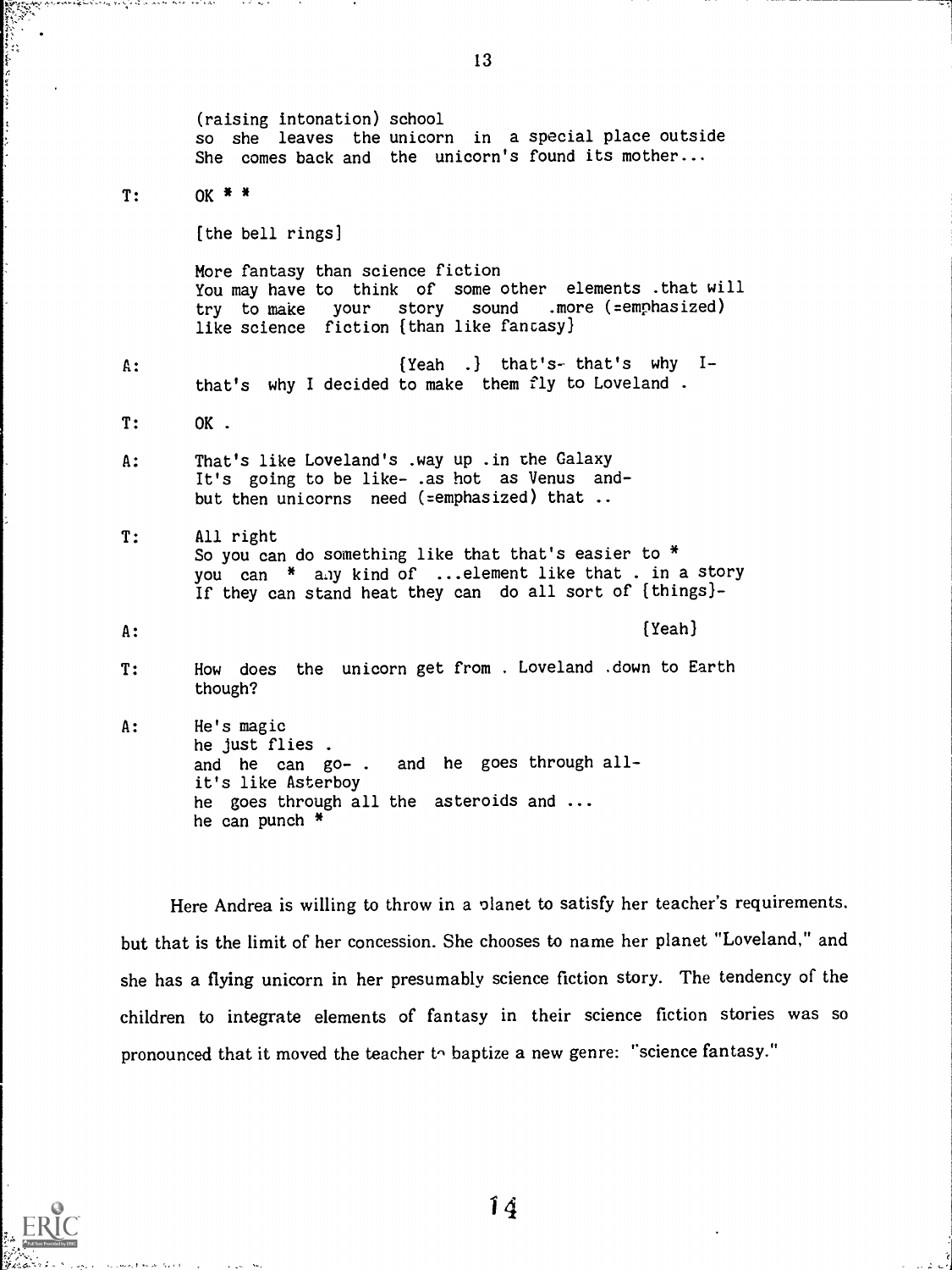(raising intonation) school
so she leaves the unicorn in a special place outside
She comes back and the unicorn's found its mother...

T: OK * *

[the bell rings]

More fantasy than science fiction
You may have to think of some other elements .that will
try to make your story sound .more (=emphasized)
like science fiction {than like fantasy}

A: {Yeah .} that's- that's why I-
that's why I decided to make them fly to Loveland .

T: OK .

A: That's like Loveland's .way up .in the Galaxy
It's going to be like- .as hot as Venus and-
but then unicorns need (=emphasized) that ..

T: All right
So you can do something like that that's easier to *
you can * any kind of ...element like that . in a story
If they can stand heat they can do all sort of {things}-

A: {Yeah}

T: How does the unicorn get from . Loveland .down to Earth
though?

A: He's magic
he just flies .
and he can go- . and he goes through all-
it's like Asterboy
he goes through all the asteroids and ...
he can punch *

Here Andrea is willing to throw in a planet to satisfy her teacher's requirements, but that is the limit of her concession. She chooses to name her planet "Loveland," and she has a flying unicorn in her presumably science fiction story. The tendency of the children to integrate elements of fantasy in their science fiction stories was so pronounced that it moved the teacher to baptize a new genre: "science fantasy."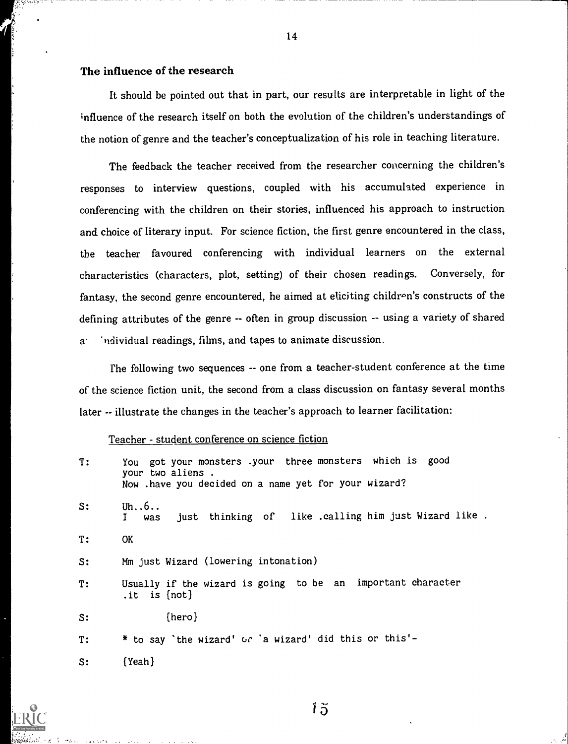### The influence of the research

It should be pointed out that in part, our results are interpretable in light of the influence of the research itself on both the evolution of the children's understandings of the notion of genre and the teacher's conceptualization of his role in teaching literature.

The feedback the teacher received from the researcher concerning the children's responses to interview questions, coupled with his accumulated experience in conferencing with the children on their stories, influenced his approach to instruction and choice of literary input. For science fiction, the first genre encountered in the class, the teacher favoured conferencing with individual learners on the external characteristics (characters, plot, setting) of their chosen readings. Conversely, for fantasy, the second genre encountered, he aimed at eliciting children's constructs of the defining attributes of the genre -- often in group discussion -- using a variety of shared and individual readings, films, and tapes to animate discussion.

The following two sequences -- one from a teacher-student conference at the time of the science fiction unit, the second from a class discussion on fantasy several months later -- illustrate the changes in the teacher's approach to learner facilitation:

Teacher - student conference on science fiction

T: You got your monsters .your three monsters which is good your two aliens .
Now .have you decided on a name yet for your wizard?

S: Uh..6..
I was just thinking of like .calling him just Wizard like .

T: OK

S: Mm just Wizard (lowering intonation)

T: Usually if the wizard is going to be an important character .it is {not}

S: {hero}

T: * to say `the wizard' or `a wizard' did this or this'-

S: {Yeah}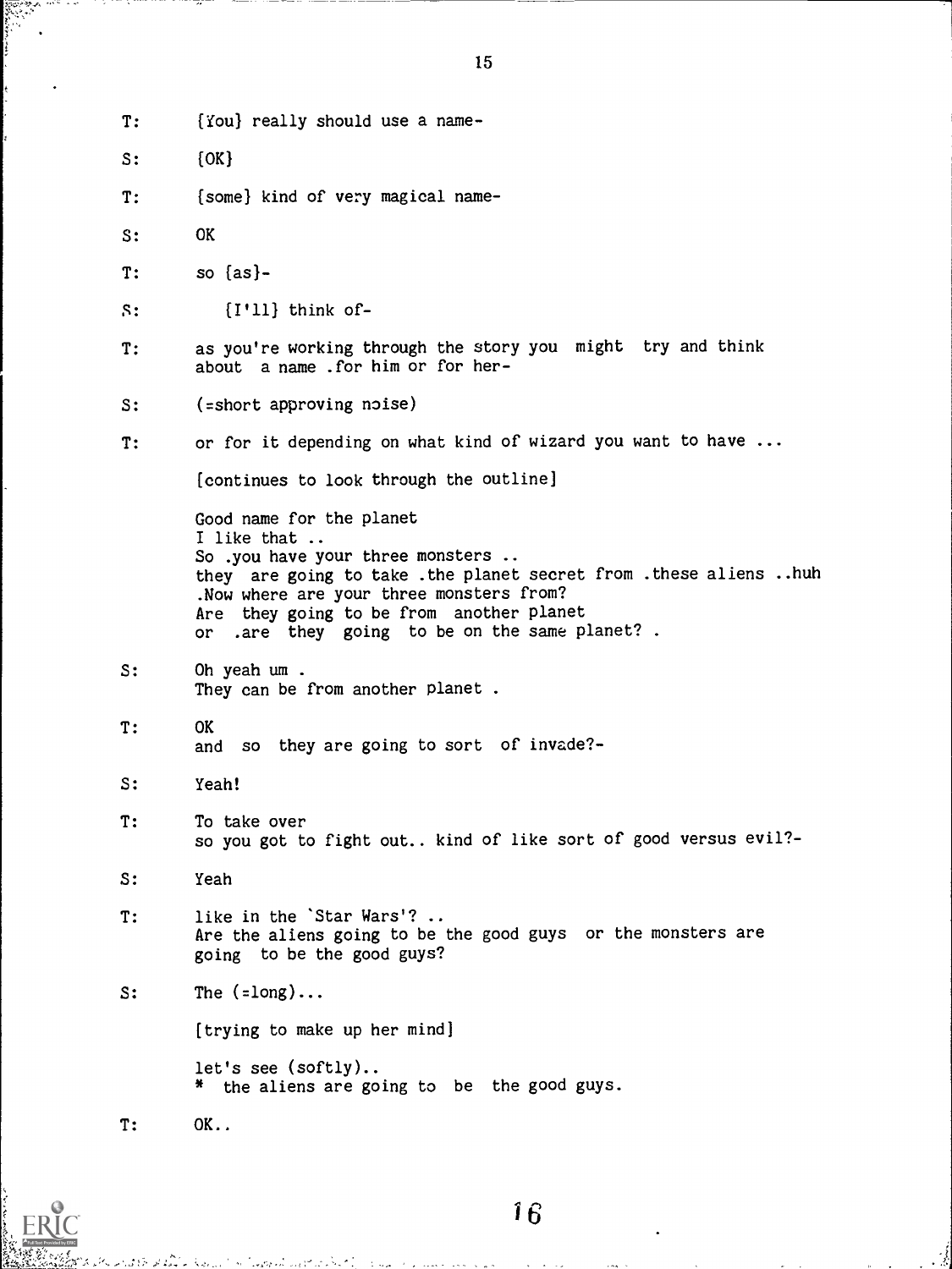T: {You} really should use a name-

S: {OK}

T: {some} kind of very magical name-

S: OK

T: so {as}-

S: {I'll} think of-

T: as you're working through the story you might try and think about a name .for him or for her-

S: (=short approving noise)

T: or for it depending on what kind of wizard you want to have ...

[continues to look through the outline]

Good name for the planet
I like that ..
So .you have your three monsters ..
they are going to take .the planet secret from .these aliens ..huh
.Now where are your three monsters from?
Are they going to be from another planet
or .are they going to be on the same planet? .

S: Oh yeah um .
They can be from another planet .

T: OK
and so they are going to sort of invade?-

S: Yeah!

T: To take over
so you got to fight out.. kind of like sort of good versus evil?-

S: Yeah

T: like in the `Star Wars'? ..
Are the aliens going to be the good guys or the monsters are going to be the good guys?

S: The (=long)...

[trying to make up her mind]

let's see (softly)..
* the aliens are going to be the good guys.

T: OK..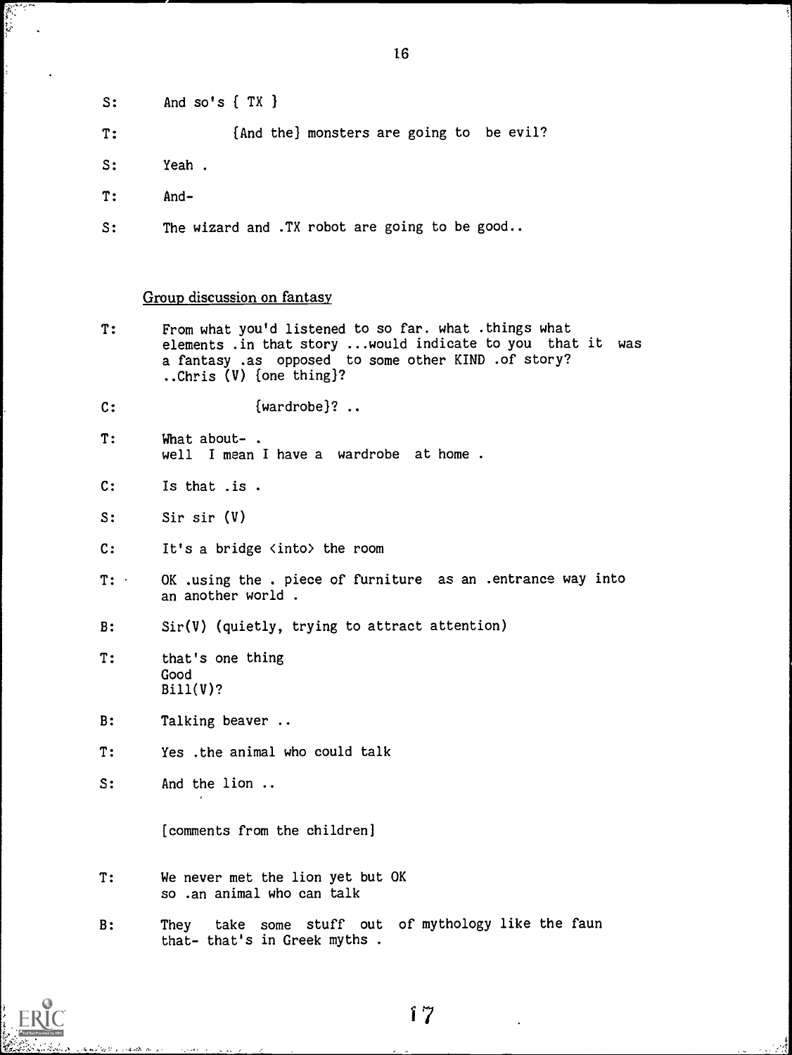S: And so's { TX }

T: {And the} monsters are going to be evil?

S: Yeah .

T: And-

S: The wizard and .TX robot are going to be good..

<u>Group discussion on fantasy</u>

T: From what you'd listened to so far. what .things what elements .in that story ...would indicate to you that it was a fantasy .as opposed to some other KIND .of story? ..Chris (V) {one thing}?

C: {wardrobe}? ..

T: What about- .
well I mean I have a wardrobe at home .

C: Is that .is .

S: Sir sir (V)

C: It's a bridge <into> the room

T: OK .using the . piece of furniture as an .entrance way into an another world .

B: Sir(V) (quietly, trying to attract attention)

T: that's one thing
Good
Bill(V)?

B: Talking beaver ..

T: Yes .the animal who could talk

S: And the lion ..

[comments from the children]

T: We never met the lion yet but OK
so .an animal who can talk

B: They take some stuff out of mythology like the faun that- that's in Greek myths .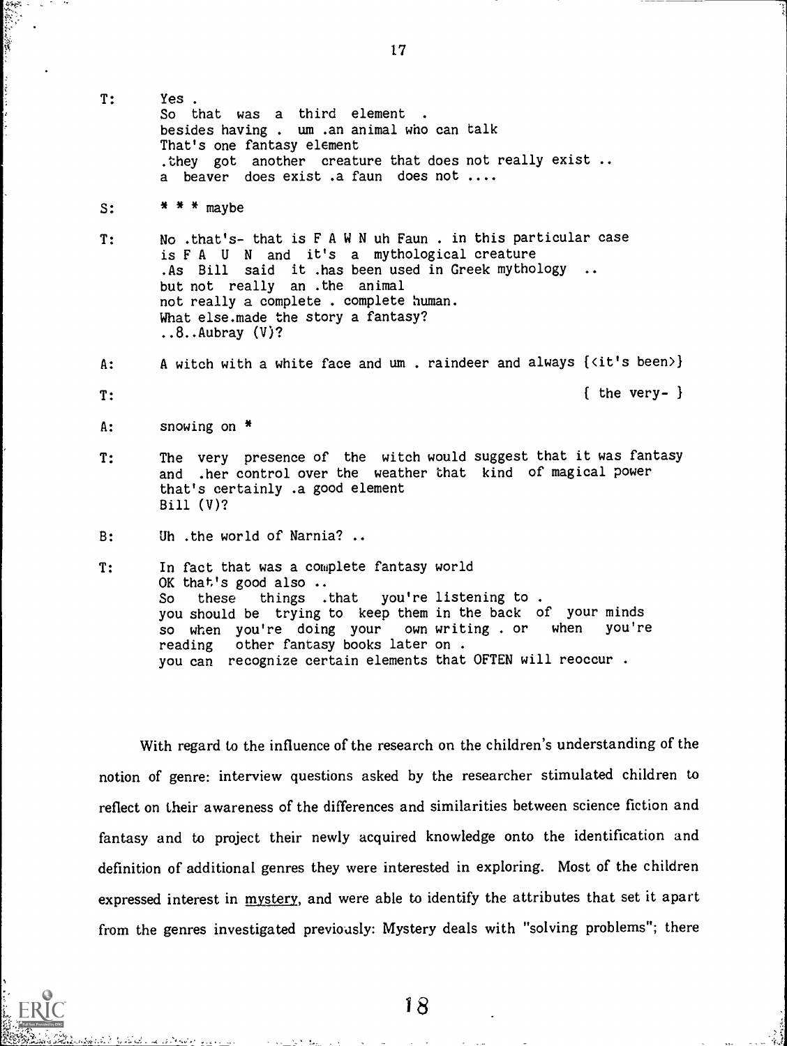T: Yes .
So that was a third element .
besides having . um .an animal who can talk
That's one fantasy element
.they got another creature that does not really exist ..
a beaver does exist .a faun does not ....

S: * * * maybe

T: No .that's- that is F A W N uh Faun . in this particular case
is F A U N and it's a mythological creature
.As Bill said it .has been used in Greek mythology ..
but not really an .the animal
not really a complete . complete human.
What else.made the story a fantasy?
..8..Aubray (V)?

A: A witch with a white face and um . raindeer and always {<it's been>}

T: { the very- }

A: snowing on *

T: The very presence of the witch would suggest that it was fantasy
and .her control over the weather that kind of magical power
that's certainly .a good element
Bill (V)?

B: Uh .the world of Narnia? ..

T: In fact that was a complete fantasy world
OK that's good also ..
So these things .that you're listening to .
you should be trying to keep them in the back of your minds
so when you're doing your own writing . or when you're
reading other fantasy books later on .
you can recognize certain elements that OFTEN will reoccur .

With regard to the influence of the research on the children's understanding of the notion of genre: interview questions asked by the researcher stimulated children to reflect on their awareness of the differences and similarities between science fiction and fantasy and to project their newly acquired knowledge onto the identification and definition of additional genres they were interested in exploring. Most of the children expressed interest in <u>mystery</u>, and were able to identify the attributes that set it apart from the genres investigated previously: Mystery deals with "solving problems"; there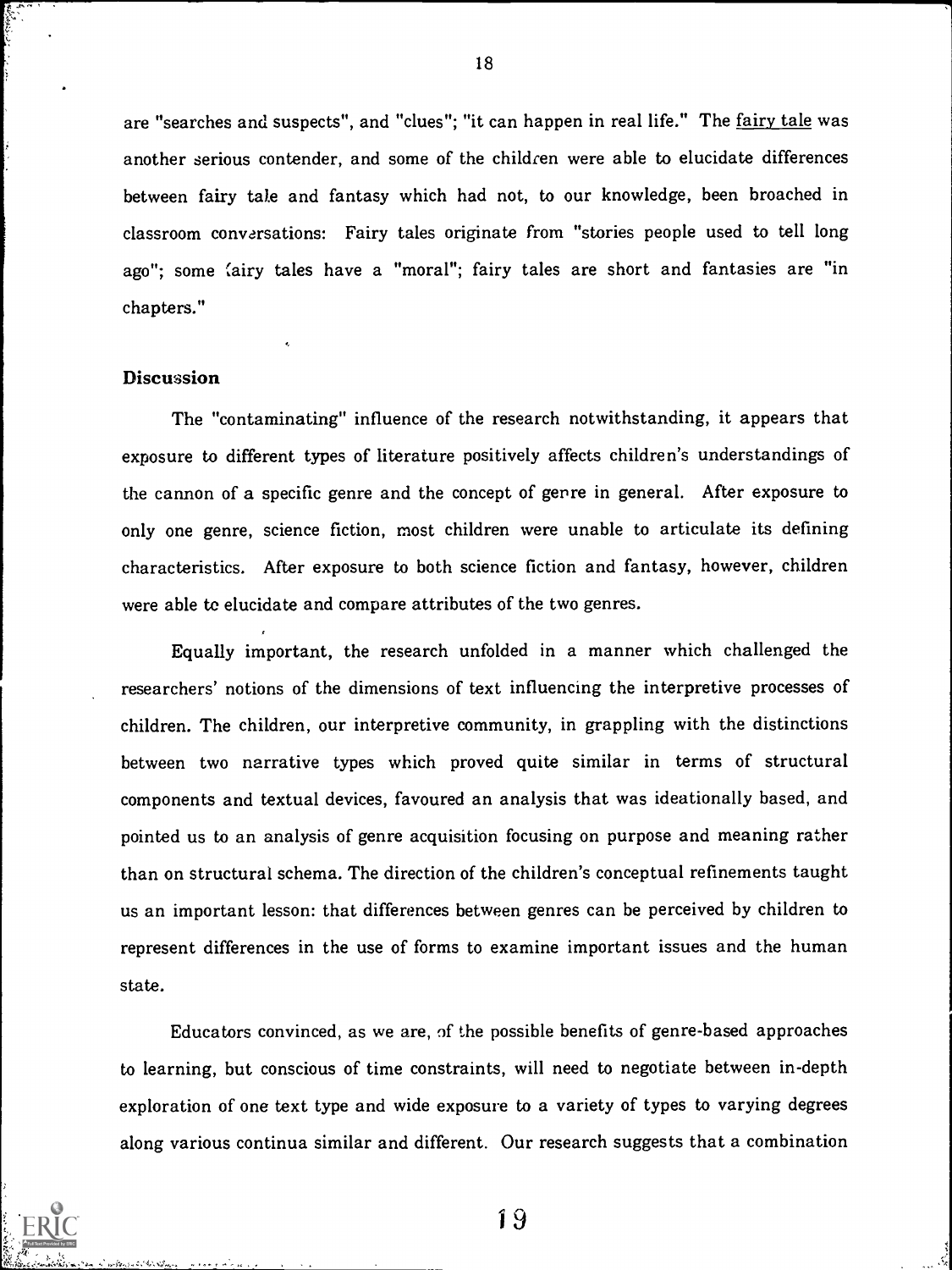are "searches and suspects", and "clues"; "it can happen in real life." The fairy tale was another serious contender, and some of the children were able to elucidate differences between fairy tale and fantasy which had not, to our knowledge, been broached in classroom conversations: Fairy tales originate from "stories people used to tell long ago"; some fairy tales have a "moral"; fairy tales are short and fantasies are "in chapters."

## Discussion

The "contaminating" influence of the research notwithstanding, it appears that exposure to different types of literature positively affects children's understandings of the cannon of a specific genre and the concept of genre in general. After exposure to only one genre, science fiction, most children were unable to articulate its defining characteristics. After exposure to both science fiction and fantasy, however, children were able to elucidate and compare attributes of the two genres.

Equally important, the research unfolded in a manner which challenged the researchers' notions of the dimensions of text influencing the interpretive processes of children. The children, our interpretive community, in grappling with the distinctions between two narrative types which proved quite similar in terms of structural components and textual devices, favoured an analysis that was ideationally based, and pointed us to an analysis of genre acquisition focusing on purpose and meaning rather than on structural schema. The direction of the children's conceptual refinements taught us an important lesson: that differences between genres can be perceived by children to represent differences in the use of forms to examine important issues and the human state.

Educators convinced, as we are, of the possible benefits of genre-based approaches to learning, but conscious of time constraints, will need to negotiate between in-depth exploration of one text type and wide exposure to a variety of types to varying degrees along various continua similar and different. Our research suggests that a combination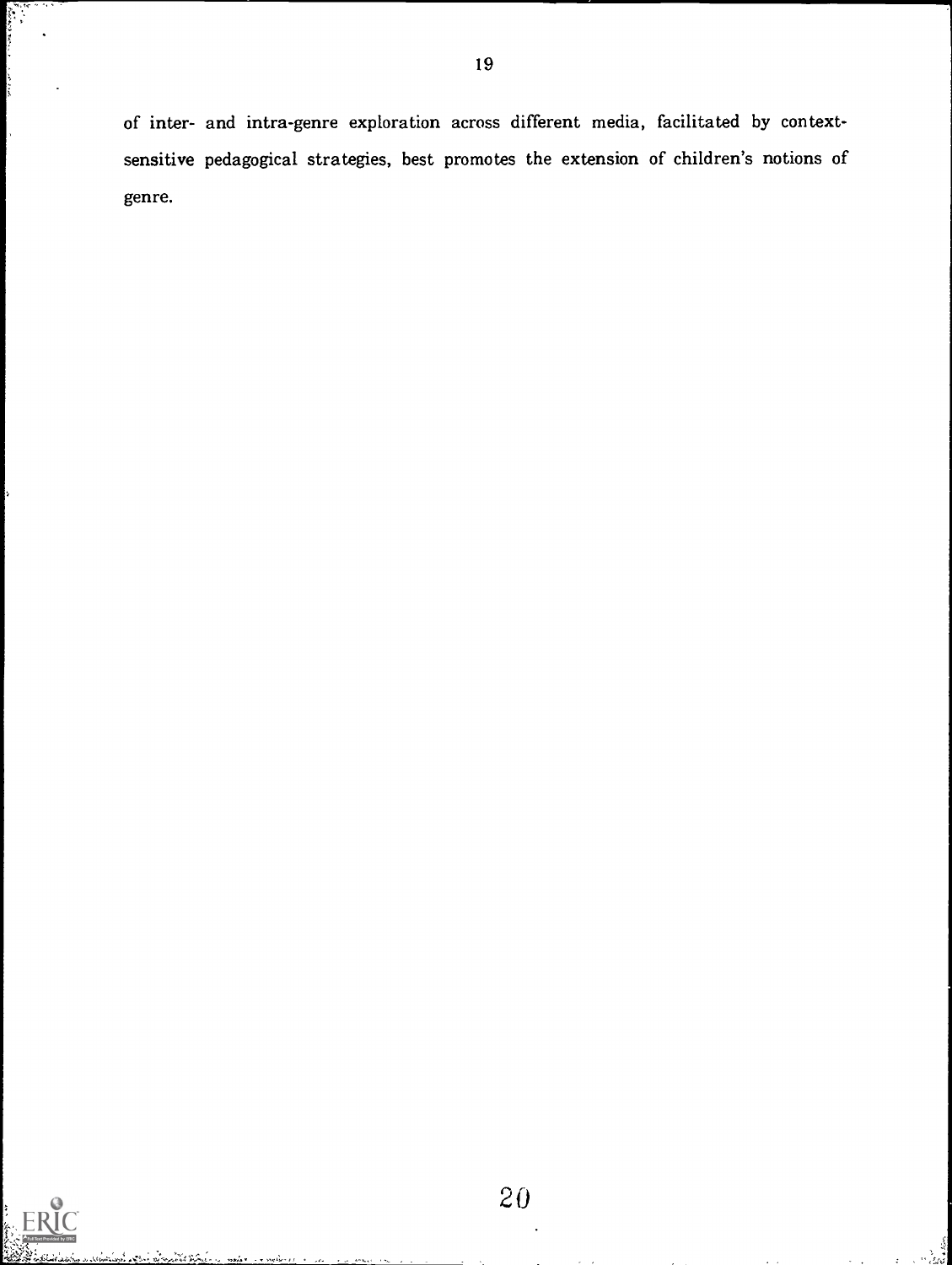of inter- and intra-genre exploration across different media, facilitated by context-sensitive pedagogical strategies, best promotes the extension of children's notions of genre.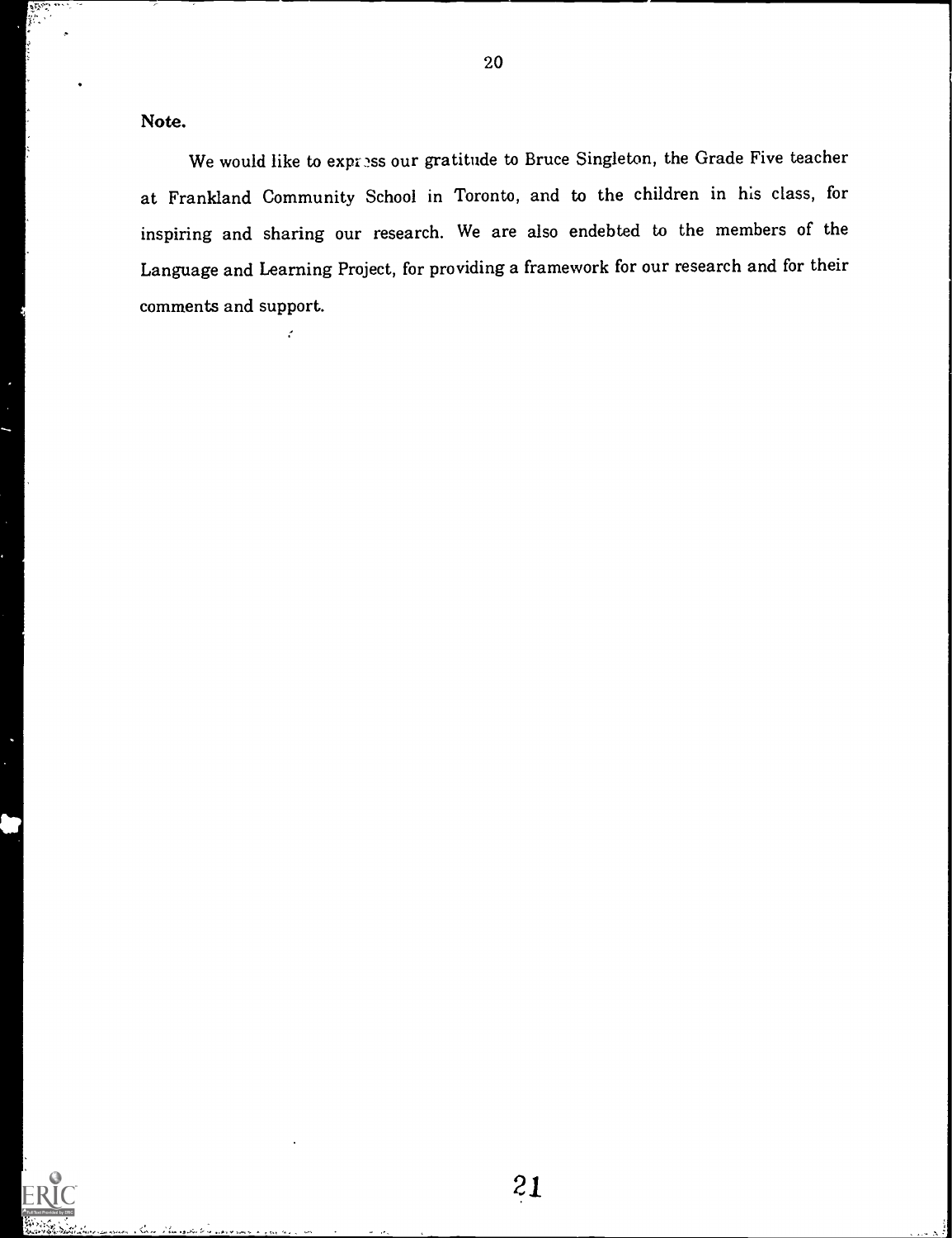**Note.**

We would like to express our gratitude to Bruce Singleton, the Grade Five teacher at Frankland Community School in Toronto, and to the children in his class, for inspiring and sharing our research. We are also endebted to the members of the Language and Learning Project, for providing a framework for our research and for their comments and support.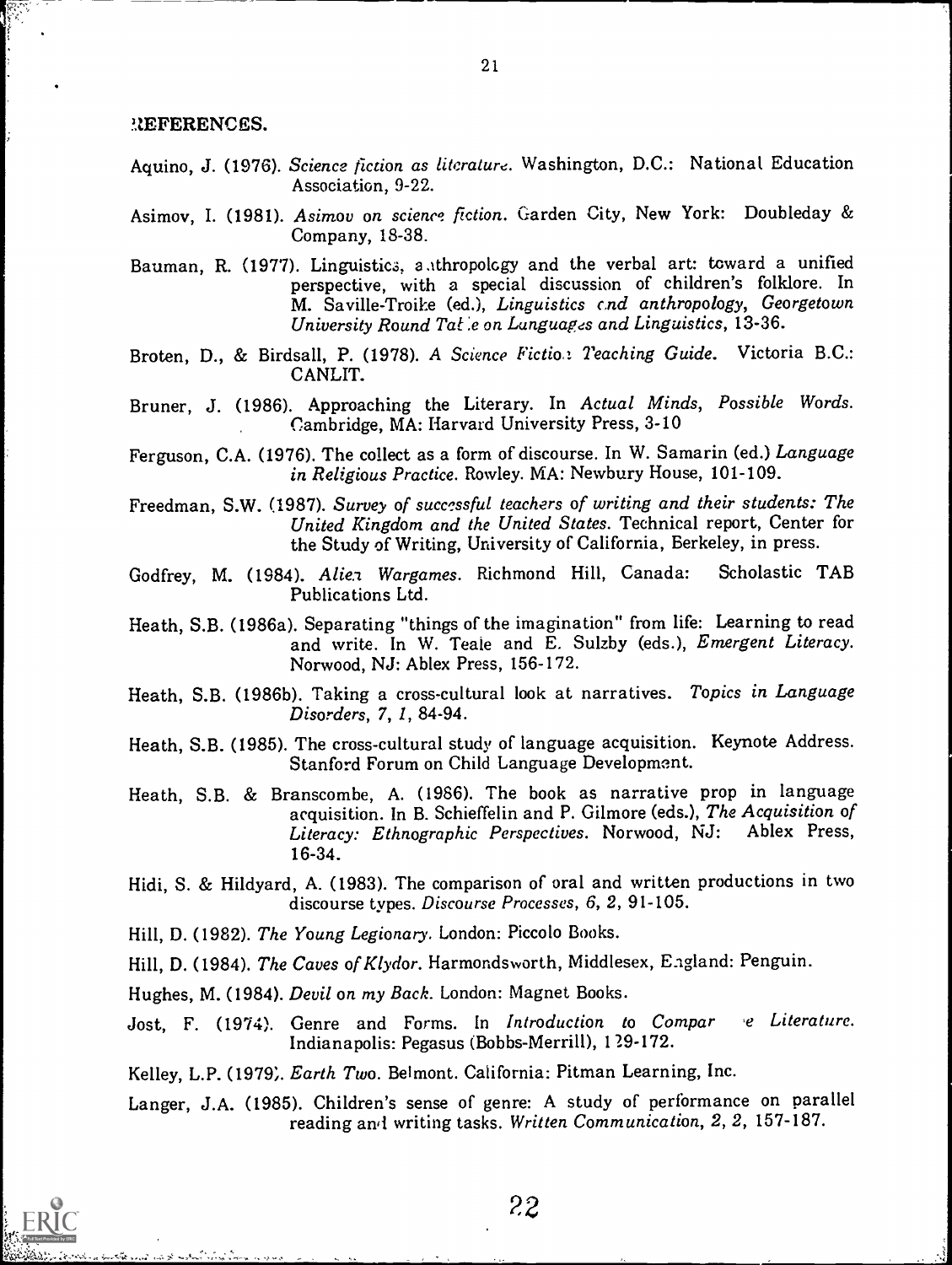## REFERENCES.

Aquino, J. (1976). *Science fiction as literature*. Washington, D.C.: National Education Association, 9-22.

Asimov, I. (1981). *Asimov on science fiction*. Garden City, New York: Doubleday & Company, 18-38.

Bauman, R. (1977). Linguistics, anthropology and the verbal art: toward a unified perspective, with a special discussion of children's folklore. In M. Saville-Troike (ed.), *Linguistics and anthropology, Georgetown University Round Table on Languages and Linguistics*, 13-36.

Broten, D., & Birdsall, P. (1978). *A Science Fiction Teaching Guide*. Victoria B.C.: CANLIT.

Bruner, J. (1986). Approaching the Literary. In *Actual Minds, Possible Words*. Cambridge, MA: Harvard University Press, 3-10

Ferguson, C.A. (1976). The collect as a form of discourse. In W. Samarin (ed.) *Language in Religious Practice*. Rowley. MA: Newbury House, 101-109.

Freedman, S.W. (1987). *Survey of successful teachers of writing and their students: The United Kingdom and the United States*. Technical report, Center for the Study of Writing, University of California, Berkeley, in press.

Godfrey, M. (1984). *Alien Wargames*. Richmond Hill, Canada: Scholastic TAB Publications Ltd.

Heath, S.B. (1986a). Separating "things of the imagination" from life: Learning to read and write. In W. Teale and E. Sulzby (eds.), *Emergent Literacy*. Norwood, NJ: Ablex Press, 156-172.

Heath, S.B. (1986b). Taking a cross-cultural look at narratives. *Topics in Language Disorders*, *7*, *1*, 84-94.

Heath, S.B. (1985). The cross-cultural study of language acquisition. Keynote Address. Stanford Forum on Child Language Development.

Heath, S.B. & Branscombe, A. (1986). The book as narrative prop in language acquisition. In B. Schieffelin and P. Gilmore (eds.), *The Acquisition of Literacy: Ethnographic Perspectives*. Norwood, NJ: Ablex Press, 16-34.

Hidi, S. & Hildyard, A. (1983). The comparison of oral and written productions in two discourse types. *Discourse Processes*, *6*, *2*, 91-105.

Hill, D. (1982). *The Young Legionary*. London: Piccolo Books.

Hill, D. (1984). *The Caves of Klydor*. Harmondsworth, Middlesex, England: Penguin.

Hughes, M. (1984). *Devil on my Back*. London: Magnet Books.

Jost, F. (1974). Genre and Forms. In *Introduction to Comparative Literature*. Indianapolis: Pegasus (Bobbs-Merrill), 129-172.

Kelley, L.P. (1979). *Earth Two*. Belmont. California: Pitman Learning, Inc.

Langer, J.A. (1985). Children's sense of genre: A study of performance on parallel reading and writing tasks. *Written Communication*, *2*, *2*, 157-187.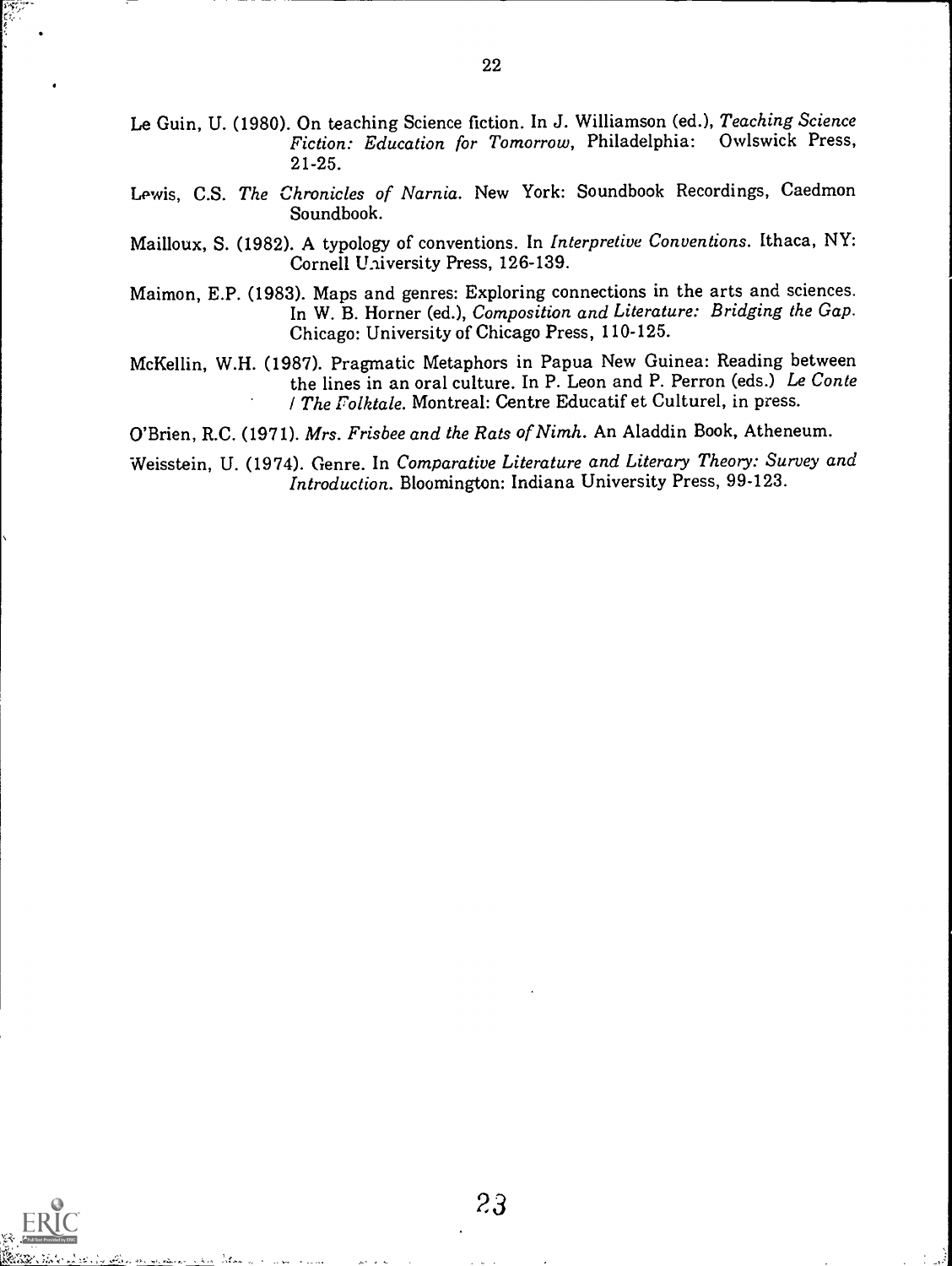Le Guin, U. (1980). On teaching Science fiction. In J. Williamson (ed.), *Teaching Science Fiction: Education for Tomorrow*, Philadelphia: Owlswick Press, 21-25.

Lewis, C.S. *The Chronicles of Narnia*. New York: Soundbook Recordings, Caedmon Soundbook.

Mailloux, S. (1982). A typology of conventions. In *Interpretive Conventions*. Ithaca, NY: Cornell University Press, 126-139.

Maimon, E.P. (1983). Maps and genres: Exploring connections in the arts and sciences. In W. B. Horner (ed.), *Composition and Literature: Bridging the Gap*. Chicago: University of Chicago Press, 110-125.

McKellin, W.H. (1987). Pragmatic Metaphors in Papua New Guinea: Reading between the lines in an oral culture. In P. Leon and P. Perron (eds.) *Le Conte / The Folktale*. Montreal: Centre Educatif et Culturel, in press.

O'Brien, R.C. (1971). *Mrs. Frisbee and the Rats of Nimh*. An Aladdin Book, Atheneum.

Weisstein, U. (1974). Genre. In *Comparative Literature and Literary Theory: Survey and Introduction*. Bloomington: Indiana University Press, 99-123.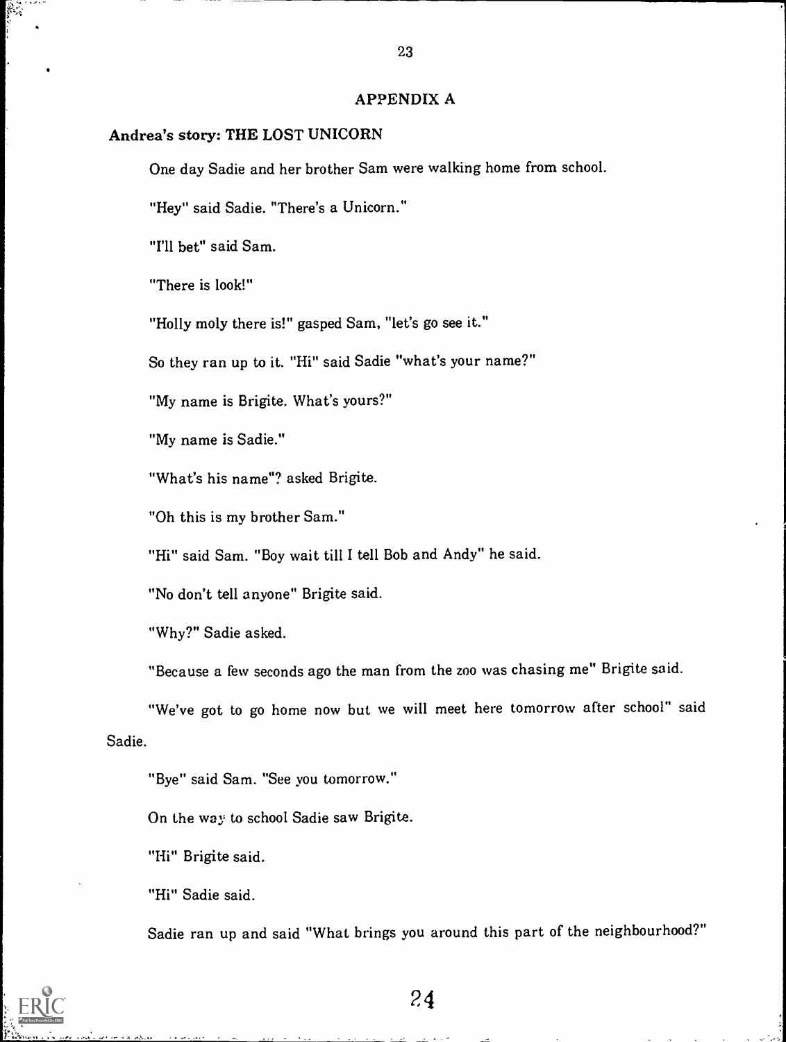## APPENDIX A

### Andrea's story: THE LOST UNICORN

One day Sadie and her brother Sam were walking home from school.

"Hey" said Sadie. "There's a Unicorn."

"I'll bet" said Sam.

"There is look!"

"Holly moly there is!" gasped Sam, "let's go see it."

So they ran up to it. "Hi" said Sadie "what's your name?"

"My name is Brigite. What's yours?"

"My name is Sadie."

"What's his name"? asked Brigite.

"Oh this is my brother Sam."

"Hi" said Sam. "Boy wait till I tell Bob and Andy" he said.

"No don't tell anyone" Brigite said.

"Why?" Sadie asked.

"Because a few seconds ago the man from the zoo was chasing me" Brigite said.

"We've got to go home now but we will meet here tomorrow after school" said Sadie.

"Bye" said Sam. "See you tomorrow."

On the way to school Sadie saw Brigite.

"Hi" Brigite said.

"Hi" Sadie said.

Sadie ran up and said "What brings you around this part of the neighbourhood?"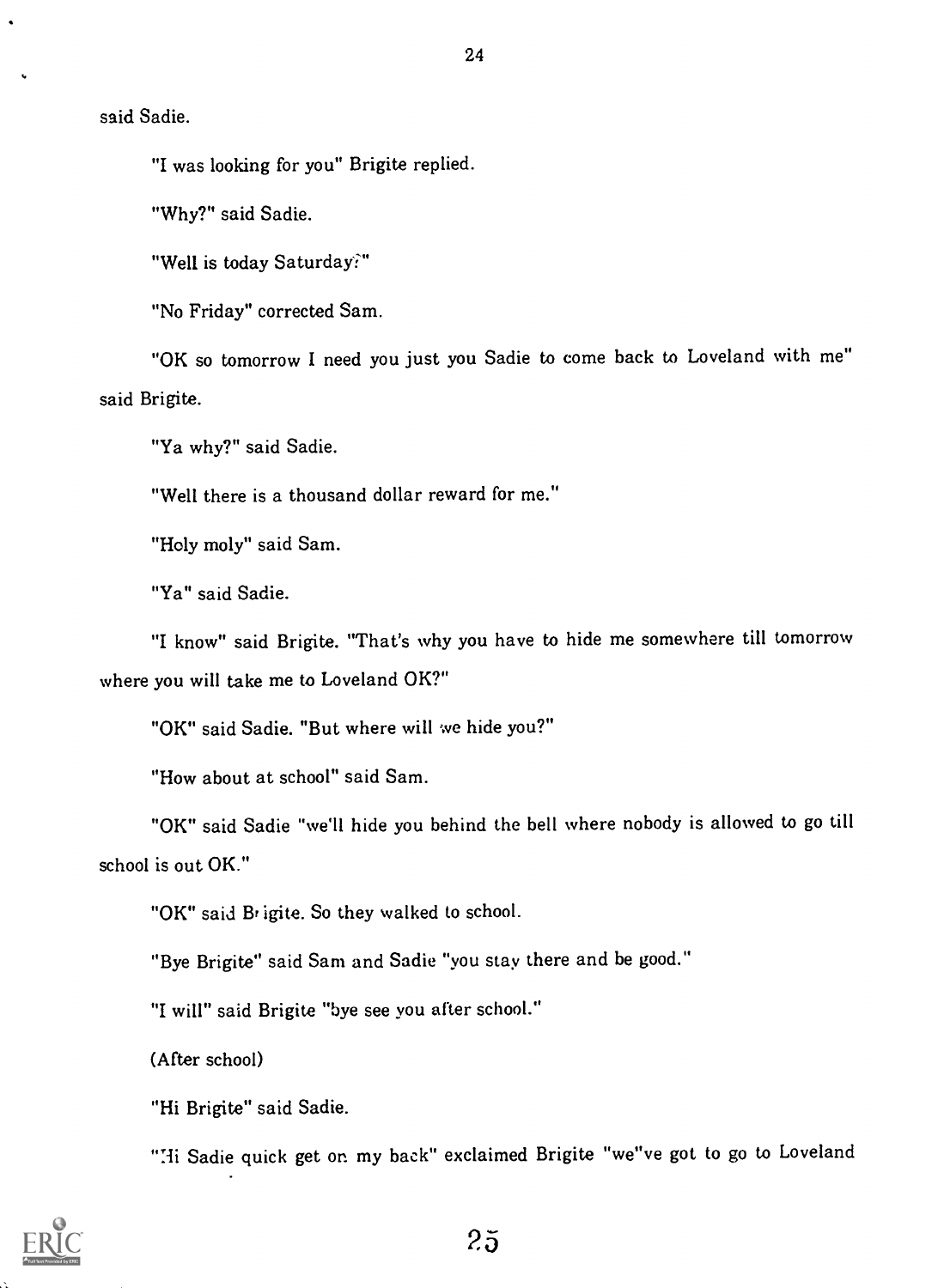said Sadie.

"I was looking for you" Brigite replied.

"Why?" said Sadie.

"Well is today Saturday?"

"No Friday" corrected Sam.

"OK so tomorrow I need you just you Sadie to come back to Loveland with me" said Brigite.

"Ya why?" said Sadie.

"Well there is a thousand dollar reward for me."

"Holy moly" said Sam.

"Ya" said Sadie.

"I know" said Brigite. "That's why you have to hide me somewhere till tomorrow where you will take me to Loveland OK?"

"OK" said Sadie. "But where will we hide you?"

"How about at school" said Sam.

"OK" said Sadie "we'll hide you behind the bell where nobody is allowed to go till school is out OK."

"OK" said Brigite. So they walked to school.

"Bye Brigite" said Sam and Sadie "you stay there and be good."

"I will" said Brigite "bye see you after school."

(After school)

"Hi Brigite" said Sadie.

"Hi Sadie quick get on my back" exclaimed Brigite "we've got to go to Loveland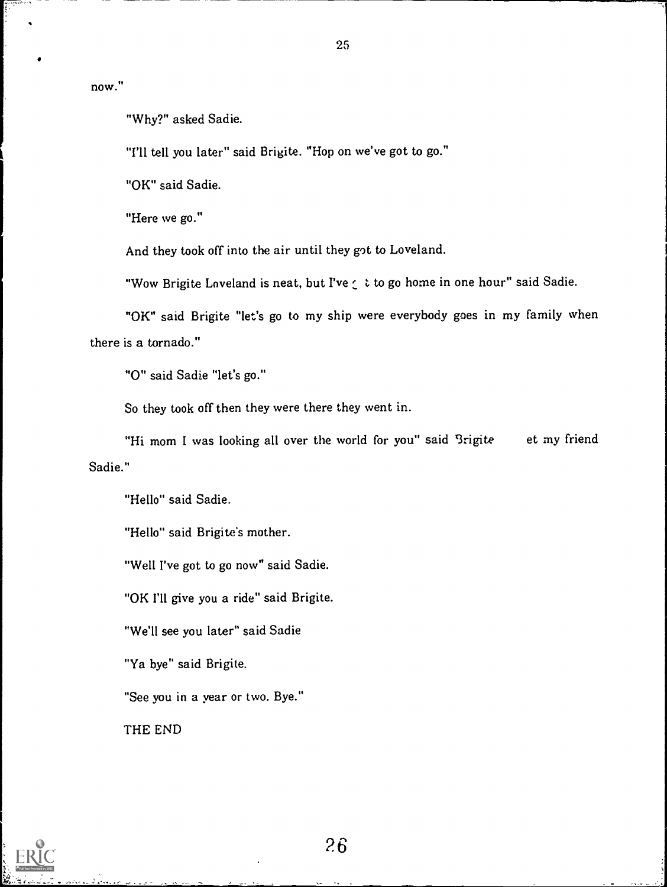now."

"Why?" asked Sadie.

"I'll tell you later" said Brigite. "Hop on we've got to go."

"OK" said Sadie.

"Here we go."

And they took off into the air until they got to Loveland.

"Wow Brigite Loveland is neat, but I've got to go home in one hour" said Sadie.

"OK" said Brigite "let's go to my ship were everybody goes in my family when there is a tornado."

"O" said Sadie "let's go."

So they took off then they were there they went in.

"Hi mom I was looking all over the world for you" said Brigite et my friend Sadie."

"Hello" said Sadie.

"Hello" said Brigite's mother.

"Well I've got to go now" said Sadie.

"OK I'll give you a ride" said Brigite.

"We'll see you later" said Sadie

"Ya bye" said Brigite.

"See you in a year or two. Bye."

THE END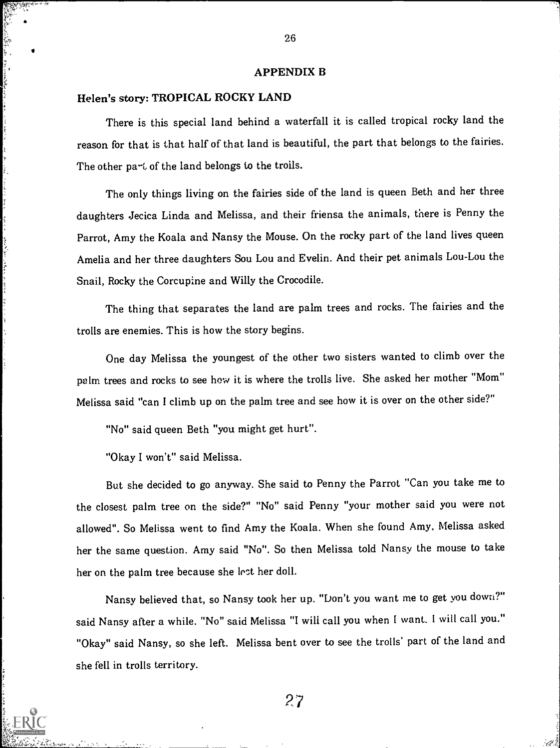## APPENDIX B

### Helen's story: TROPICAL ROCKY LAND

There is this special land behind a waterfall it is called tropical rocky land the reason for that is that half of that land is beautiful, the part that belongs to the fairies. The other part of the land belongs to the trolls.

The only things living on the fairies side of the land is queen Beth and her three daughters Jecica Linda and Melissa, and their friensa the animals, there is Penny the Parrot, Amy the Koala and Nansy the Mouse. On the rocky part of the land lives queen Amelia and her three daughters Sou Lou and Evelin. And their pet animals Lou-Lou the Snail, Rocky the Corcupine and Willy the Crocodile.

The thing that separates the land are palm trees and rocks. The fairies and the trolls are enemies. This is how the story begins.

One day Melissa the youngest of the other two sisters wanted to climb over the palm trees and rocks to see how it is where the trolls live. She asked her mother "Mom" Melissa said "can I climb up on the palm tree and see how it is over on the other side?"

"No" said queen Beth "you might get hurt".

"Okay I won't" said Melissa.

But she decided to go anyway. She said to Penny the Parrot "Can you take me to the closest palm tree on the side?" "No" said Penny "your mother said you were not allowed". So Melissa went to find Amy the Koala. When she found Amy, Melissa asked her the same question. Amy said "No". So then Melissa told Nansy the mouse to take her on the palm tree because she lost her doll.

Nansy believed that, so Nansy took her up. "Don't you want me to get you down?" said Nansy after a while. "No" said Melissa "I will call you when I want. I will call you." "Okay" said Nansy, so she left. Melissa bent over to see the trolls' part of the land and she fell in trolls territory.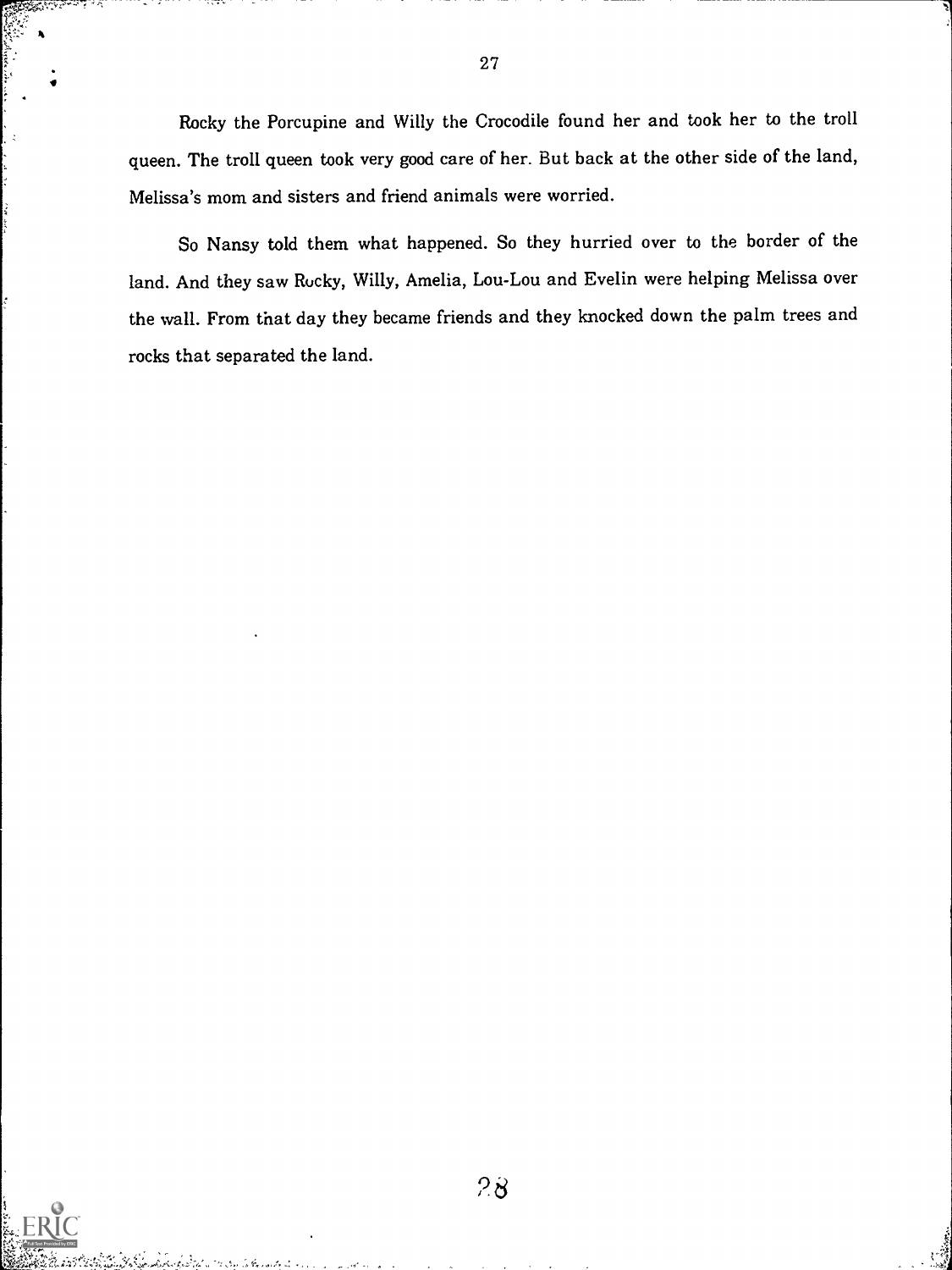Rocky the Porcupine and Willy the Crocodile found her and took her to the troll queen. The troll queen took very good care of her. But back at the other side of the land, Melissa's mom and sisters and friend animals were worried.

So Nansy told them what happened. So they hurried over to the border of the land. And they saw Rocky, Willy, Amelia, Lou-Lou and Evelin were helping Melissa over the wall. From that day they became friends and they knocked down the palm trees and rocks that separated the land.